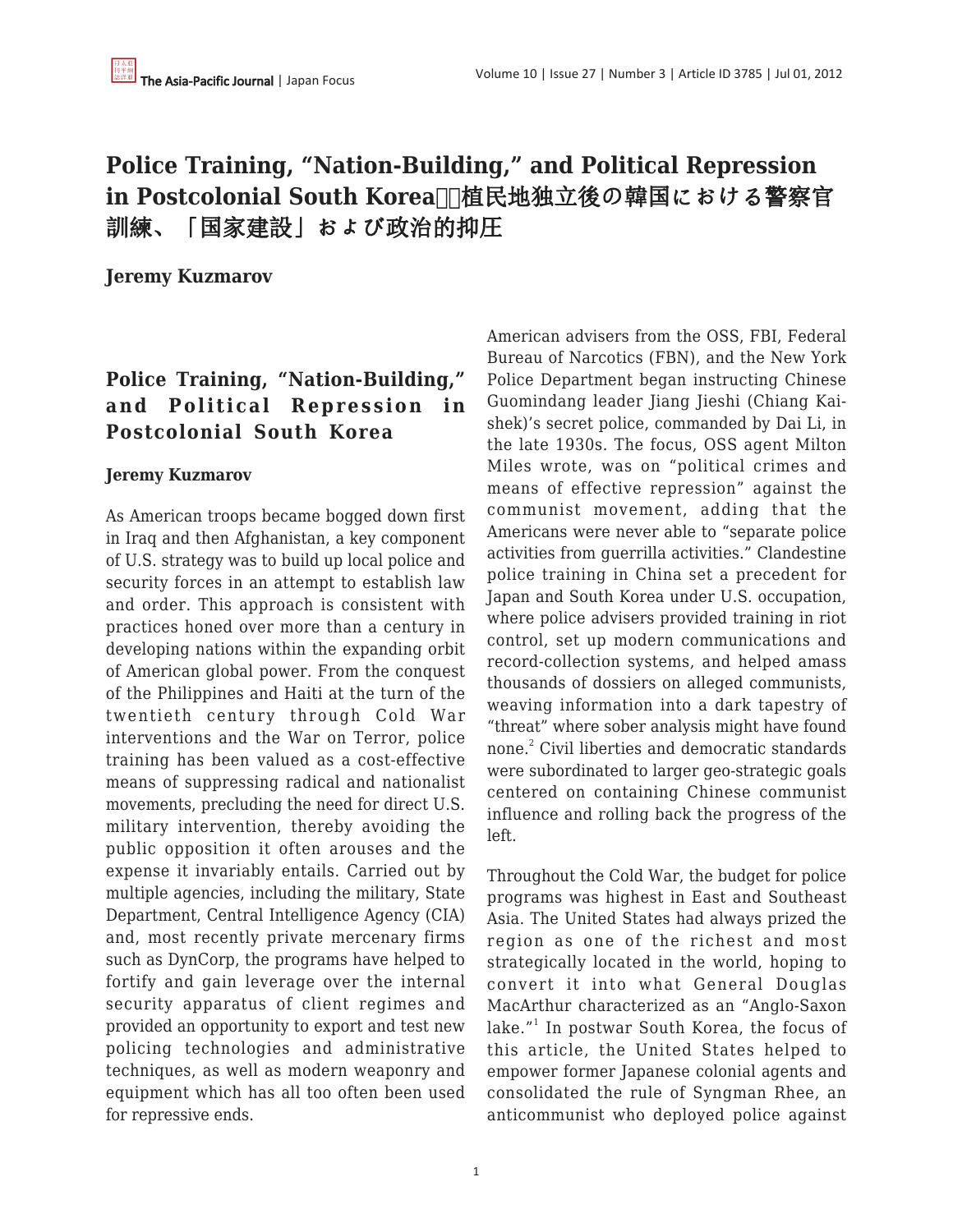# Police Training, "Nation-Building," and Political Repression in Postcolonial South Korea植民地独立後の韓国における警察官訓練、「国家建設」および政治的抑圧

**Jeremy Kuzmarov**

## Police Training, "Nation-Building," and Political Repression in Postcolonial South Korea

**Jeremy Kuzmarov**

As American troops became bogged down first in Iraq and then Afghanistan, a key component of U.S. strategy was to build up local police and security forces in an attempt to establish law and order. This approach is consistent with practices honed over more than a century in developing nations within the expanding orbit of American global power. From the conquest of the Philippines and Haiti at the turn of the twentieth century through Cold War interventions and the War on Terror, police training has been valued as a cost-effective means of suppressing radical and nationalist movements, precluding the need for direct U.S. military intervention, thereby avoiding the public opposition it often arouses and the expense it invariably entails. Carried out by multiple agencies, including the military, State Department, Central Intelligence Agency (CIA) and, most recently private mercenary firms such as DynCorp, the programs have helped to fortify and gain leverage over the internal security apparatus of client regimes and provided an opportunity to export and test new policing technologies and administrative techniques, as well as modern weaponry and equipment which has all too often been used for repressive ends.

American advisers from the OSS, FBI, Federal Bureau of Narcotics (FBN), and the New York Police Department began instructing Chinese Guomindang leader Jiang Jieshi (Chiang Kai-shek)'s secret police, commanded by Dai Li, in the late 1930s. The focus, OSS agent Milton Miles wrote, was on "political crimes and means of effective repression" against the communist movement, adding that the Americans were never able to "separate police activities from guerrilla activities." Clandestine police training in China set a precedent for Japan and South Korea under U.S. occupation, where police advisers provided training in riot control, set up modern communications and record-collection systems, and helped amass thousands of dossiers on alleged communists, weaving information into a dark tapestry of "threat" where sober analysis might have found none.[2] Civil liberties and democratic standards were subordinated to larger geo-strategic goals centered on containing Chinese communist influence and rolling back the progress of the left.

Throughout the Cold War, the budget for police programs was highest in East and Southeast Asia. The United States had always prized the region as one of the richest and most strategically located in the world, hoping to convert it into what General Douglas MacArthur characterized as an "Anglo-Saxon lake."[1] In postwar South Korea, the focus of this article, the United States helped to empower former Japanese colonial agents and consolidated the rule of Syngman Rhee, an anticommunist who deployed police against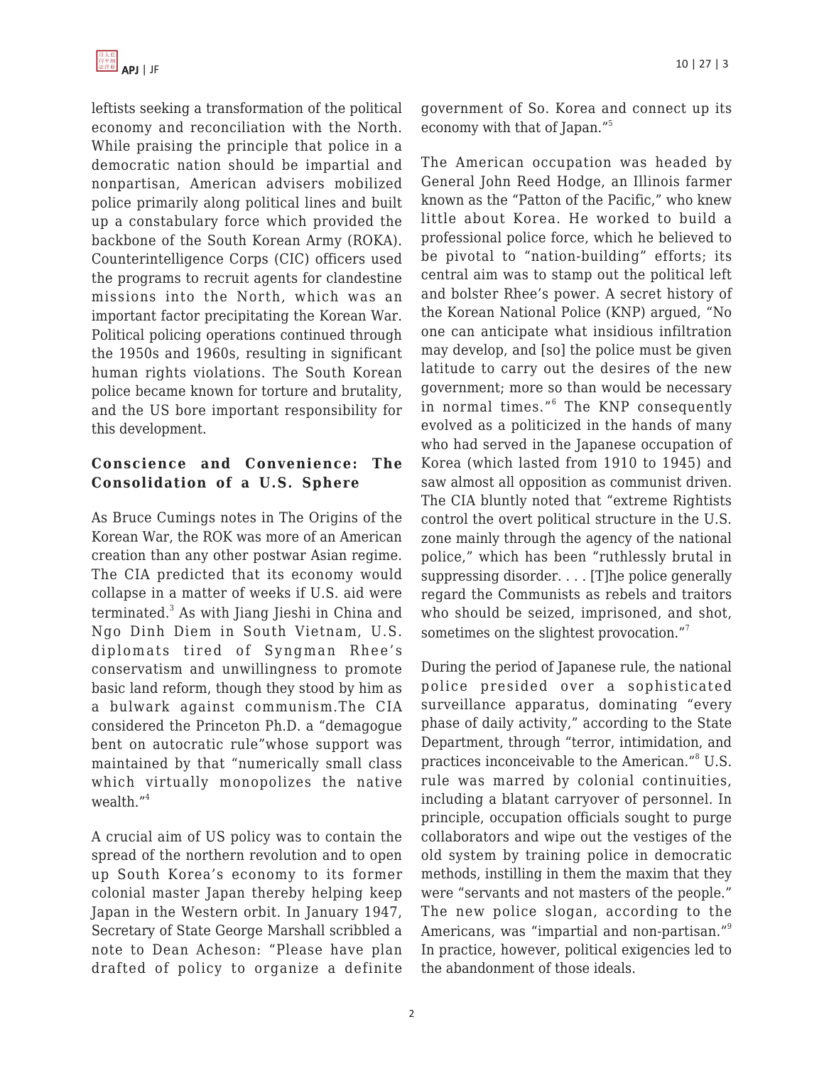leftists seeking a transformation of the political economy and reconciliation with the North. While praising the principle that police in a democratic nation should be impartial and nonpartisan, American advisers mobilized police primarily along political lines and built up a constabulary force which provided the backbone of the South Korean Army (ROKA). Counterintelligence Corps (CIC) officers used the programs to recruit agents for clandestine missions into the North, which was an important factor precipitating the Korean War. Political policing operations continued through the 1950s and 1960s, resulting in significant human rights violations. The South Korean police became known for torture and brutality, and the US bore important responsibility for this development.

## Conscience and Convenience: The Consolidation of a U.S. Sphere

As Bruce Cumings notes in The Origins of the Korean War, the ROK was more of an American creation than any other postwar Asian regime. The CIA predicted that its economy would collapse in a matter of weeks if U.S. aid were terminated.[3] As with Jiang Jieshi in China and Ngo Dinh Diem in South Vietnam, U.S. diplomats tired of Syngman Rhee's conservatism and unwillingness to promote basic land reform, though they stood by him as a bulwark against communism.The CIA considered the Princeton Ph.D. a "demagogue bent on autocratic rule"whose support was maintained by that "numerically small class which virtually monopolizes the native wealth."[4]

A crucial aim of US policy was to contain the spread of the northern revolution and to open up South Korea's economy to its former colonial master Japan thereby helping keep Japan in the Western orbit. In January 1947, Secretary of State George Marshall scribbled a note to Dean Acheson: "Please have plan drafted of policy to organize a definite government of So. Korea and connect up its economy with that of Japan."[5]

The American occupation was headed by General John Reed Hodge, an Illinois farmer known as the "Patton of the Pacific," who knew little about Korea. He worked to build a professional police force, which he believed to be pivotal to "nation-building" efforts; its central aim was to stamp out the political left and bolster Rhee's power. A secret history of the Korean National Police (KNP) argued, "No one can anticipate what insidious infiltration may develop, and [so] the police must be given latitude to carry out the desires of the new government; more so than would be necessary in normal times."[6] The KNP consequently evolved as a politicized in the hands of many who had served in the Japanese occupation of Korea (which lasted from 1910 to 1945) and saw almost all opposition as communist driven. The CIA bluntly noted that "extreme Rightists control the overt political structure in the U.S. zone mainly through the agency of the national police," which has been "ruthlessly brutal in suppressing disorder. . . . [T]he police generally regard the Communists as rebels and traitors who should be seized, imprisoned, and shot, sometimes on the slightest provocation."[7]

During the period of Japanese rule, the national police presided over a sophisticated surveillance apparatus, dominating "every phase of daily activity," according to the State Department, through "terror, intimidation, and practices inconceivable to the American."[8] U.S. rule was marred by colonial continuities, including a blatant carryover of personnel. In principle, occupation officials sought to purge collaborators and wipe out the vestiges of the old system by training police in democratic methods, instilling in them the maxim that they were "servants and not masters of the people." The new police slogan, according to the Americans, was "impartial and non-partisan."[9] In practice, however, political exigencies led to the abandonment of those ideals.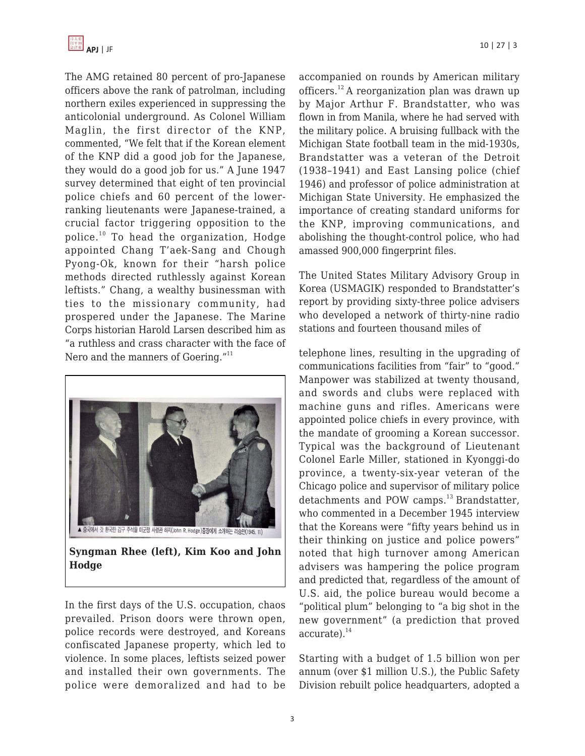The AMG retained 80 percent of pro-Japanese officers above the rank of patrolman, including northern exiles experienced in suppressing the anticolonial underground. As Colonel William Maglin, the first director of the KNP, commented, "We felt that if the Korean element of the KNP did a good job for the Japanese, they would do a good job for us." A June 1947 survey determined that eight of ten provincial police chiefs and 60 percent of the lower-ranking lieutenants were Japanese-trained, a crucial factor triggering opposition to the police.[10] To head the organization, Hodge appointed Chang T'aek-Sang and Chough Pyong-Ok, known for their "harsh police methods directed ruthlessly against Korean leftists." Chang, a wealthy businessman with ties to the missionary community, had prospered under the Japanese. The Marine Corps historian Harold Larsen described him as "a ruthless and crass character with the face of Nero and the manners of Goering."[11]

▲ 중국에서 갓 환국한 김구 주석을 미군정 사령관 하지(John R. Hodge)중장에게 소개하는 리승만(1945. 11)

**Syngman Rhee (left), Kim Koo and John Hodge**

In the first days of the U.S. occupation, chaos prevailed. Prison doors were thrown open, police records were destroyed, and Koreans confiscated Japanese property, which led to violence. In some places, leftists seized power and installed their own governments. The police were demoralized and had to be accompanied on rounds by American military officers.[12] A reorganization plan was drawn up by Major Arthur F. Brandstatter, who was flown in from Manila, where he had served with the military police. A bruising fullback with the Michigan State football team in the mid-1930s, Brandstatter was a veteran of the Detroit (1938–1941) and East Lansing police (chief 1946) and professor of police administration at Michigan State University. He emphasized the importance of creating standard uniforms for the KNP, improving communications, and abolishing the thought-control police, who had amassed 900,000 fingerprint files.

The United States Military Advisory Group in Korea (USMAGIK) responded to Brandstatter's report by providing sixty-three police advisers who developed a network of thirty-nine radio stations and fourteen thousand miles of telephone lines, resulting in the upgrading of communications facilities from "fair" to "good." Manpower was stabilized at twenty thousand, and swords and clubs were replaced with machine guns and rifles. Americans were appointed police chiefs in every province, with the mandate of grooming a Korean successor. Typical was the background of Lieutenant Colonel Earle Miller, stationed in Kyonggi-do province, a twenty-six-year veteran of the Chicago police and supervisor of military police detachments and POW camps.[13] Brandstatter, who commented in a December 1945 interview that the Koreans were "fifty years behind us in their thinking on justice and police powers" noted that high turnover among American advisers was hampering the police program and predicted that, regardless of the amount of U.S. aid, the police bureau would become a "political plum" belonging to "a big shot in the new government" (a prediction that proved accurate).[14]

Starting with a budget of 1.5 billion won per annum (over $1 million U.S.), the Public Safety Division rebuilt police headquarters, adopted a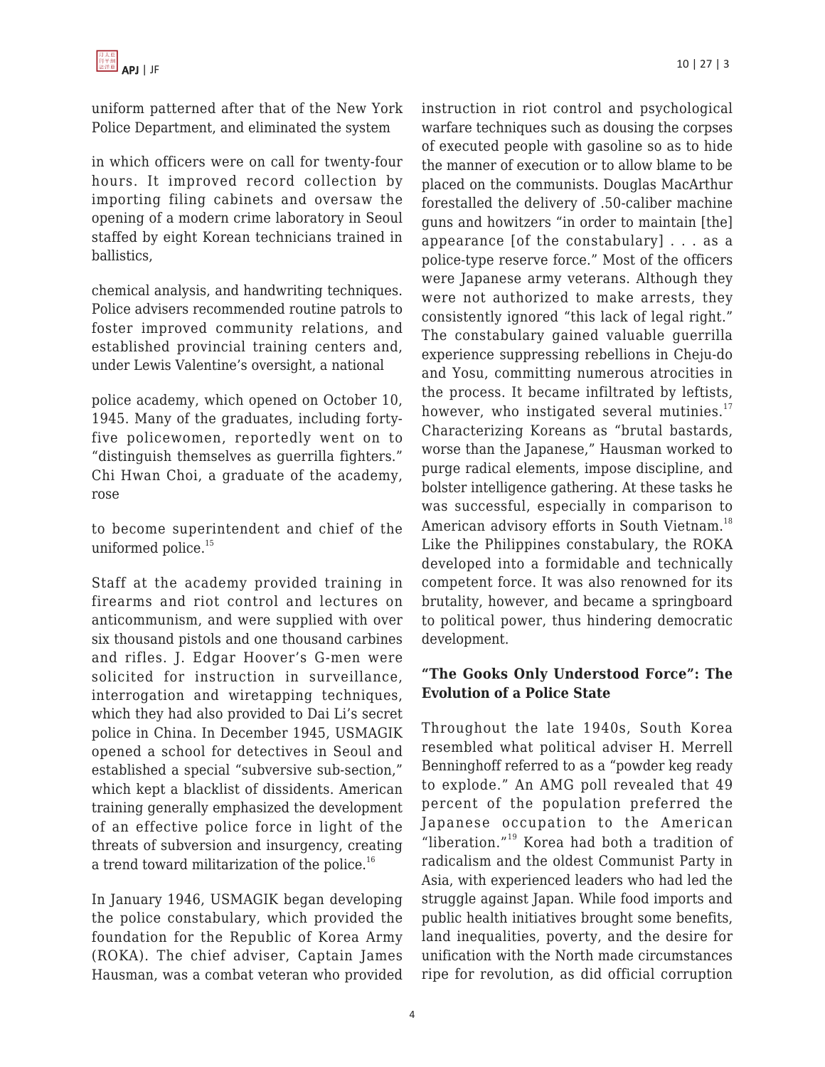uniform patterned after that of the New York Police Department, and eliminated the system in which officers were on call for twenty-four hours. It improved record collection by importing filing cabinets and oversaw the opening of a modern crime laboratory in Seoul staffed by eight Korean technicians trained in ballistics, chemical analysis, and handwriting techniques. Police advisers recommended routine patrols to foster improved community relations, and established provincial training centers and, under Lewis Valentine's oversight, a national police academy, which opened on October 10, 1945. Many of the graduates, including forty-five policewomen, reportedly went on to "distinguish themselves as guerrilla fighters." Chi Hwan Choi, a graduate of the academy, rose to become superintendent and chief of the uniformed police.[15]

Staff at the academy provided training in firearms and riot control and lectures on anticommunism, and were supplied with over six thousand pistols and one thousand carbines and rifles. J. Edgar Hoover's G-men were solicited for instruction in surveillance, interrogation and wiretapping techniques, which they had also provided to Dai Li's secret police in China. In December 1945, USMAGIK opened a school for detectives in Seoul and established a special "subversive sub-section," which kept a blacklist of dissidents. American training generally emphasized the development of an effective police force in light of the threats of subversion and insurgency, creating a trend toward militarization of the police.[16]

In January 1946, USMAGIK began developing the police constabulary, which provided the foundation for the Republic of Korea Army (ROKA). The chief adviser, Captain James Hausman, was a combat veteran who provided instruction in riot control and psychological warfare techniques such as dousing the corpses of executed people with gasoline so as to hide the manner of execution or to allow blame to be placed on the communists. Douglas MacArthur forestalled the delivery of .50-caliber machine guns and howitzers "in order to maintain [the] appearance [of the constabulary] . . . as a police-type reserve force." Most of the officers were Japanese army veterans. Although they were not authorized to make arrests, they consistently ignored "this lack of legal right." The constabulary gained valuable guerrilla experience suppressing rebellions in Cheju-do and Yosu, committing numerous atrocities in the process. It became infiltrated by leftists, however, who instigated several mutinies.[17] Characterizing Koreans as "brutal bastards, worse than the Japanese," Hausman worked to purge radical elements, impose discipline, and bolster intelligence gathering. At these tasks he was successful, especially in comparison to American advisory efforts in South Vietnam.[18] Like the Philippines constabulary, the ROKA developed into a formidable and technically competent force. It was also renowned for its brutality, however, and became a springboard to political power, thus hindering democratic development.

### "The Gooks Only Understood Force": The Evolution of a Police State

Throughout the late 1940s, South Korea resembled what political adviser H. Merrell Benninghoff referred to as a "powder keg ready to explode." An AMG poll revealed that 49 percent of the population preferred the Japanese occupation to the American "liberation."[19] Korea had both a tradition of radicalism and the oldest Communist Party in Asia, with experienced leaders who had led the struggle against Japan. While food imports and public health initiatives brought some benefits, land inequalities, poverty, and the desire for unification with the North made circumstances ripe for revolution, as did official corruption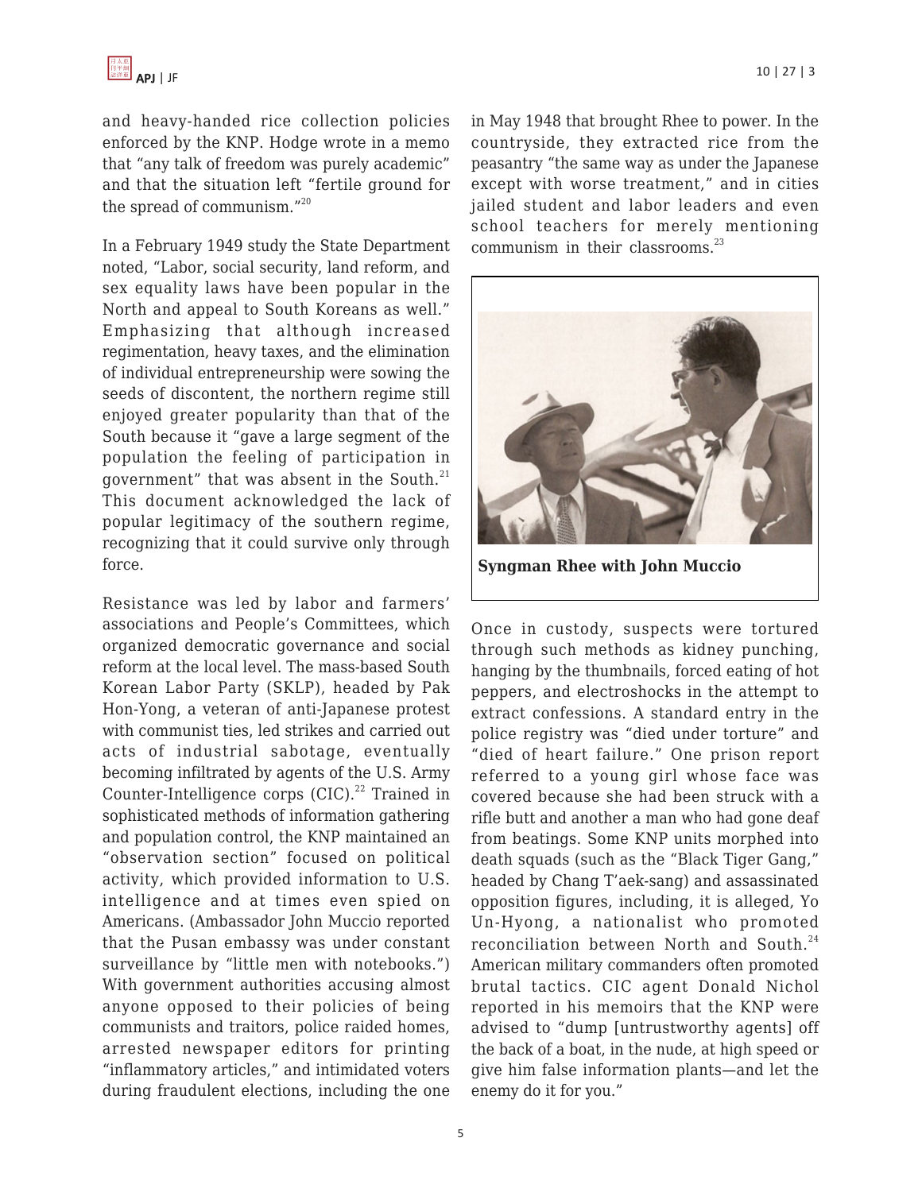and heavy-handed rice collection policies enforced by the KNP. Hodge wrote in a memo that "any talk of freedom was purely academic" and that the situation left "fertile ground for the spread of communism."[20]

In a February 1949 study the State Department noted, "Labor, social security, land reform, and sex equality laws have been popular in the North and appeal to South Koreans as well." Emphasizing that although increased regimentation, heavy taxes, and the elimination of individual entrepreneurship were sowing the seeds of discontent, the northern regime still enjoyed greater popularity than that of the South because it "gave a large segment of the population the feeling of participation in government" that was absent in the South.[21] This document acknowledged the lack of popular legitimacy of the southern regime, recognizing that it could survive only through force.

Resistance was led by labor and farmers' associations and People's Committees, which organized democratic governance and social reform at the local level. The mass-based South Korean Labor Party (SKLP), headed by Pak Hon-Yong, a veteran of anti-Japanese protest with communist ties, led strikes and carried out acts of industrial sabotage, eventually becoming infiltrated by agents of the U.S. Army Counter-Intelligence corps (CIC).[22] Trained in sophisticated methods of information gathering and population control, the KNP maintained an "observation section" focused on political activity, which provided information to U.S. intelligence and at times even spied on Americans. (Ambassador John Muccio reported that the Pusan embassy was under constant surveillance by "little men with notebooks.") With government authorities accusing almost anyone opposed to their policies of being communists and traitors, police raided homes, arrested newspaper editors for printing "inflammatory articles," and intimidated voters during fraudulent elections, including the one in May 1948 that brought Rhee to power. In the countryside, they extracted rice from the peasantry "the same way as under the Japanese except with worse treatment," and in cities jailed student and labor leaders and even school teachers for merely mentioning communism in their classrooms.[23]

**Syngman Rhee with John Muccio**

Once in custody, suspects were tortured through such methods as kidney punching, hanging by the thumbnails, forced eating of hot peppers, and electroshocks in the attempt to extract confessions. A standard entry in the police registry was "died under torture" and "died of heart failure." One prison report referred to a young girl whose face was covered because she had been struck with a rifle butt and another a man who had gone deaf from beatings. Some KNP units morphed into death squads (such as the "Black Tiger Gang," headed by Chang T'aek-sang) and assassinated opposition figures, including, it is alleged, Yo Un-Hyong, a nationalist who promoted reconciliation between North and South.[24] American military commanders often promoted brutal tactics. CIC agent Donald Nichol reported in his memoirs that the KNP were advised to "dump [untrustworthy agents] off the back of a boat, in the nude, at high speed or give him false information plants—and let the enemy do it for you."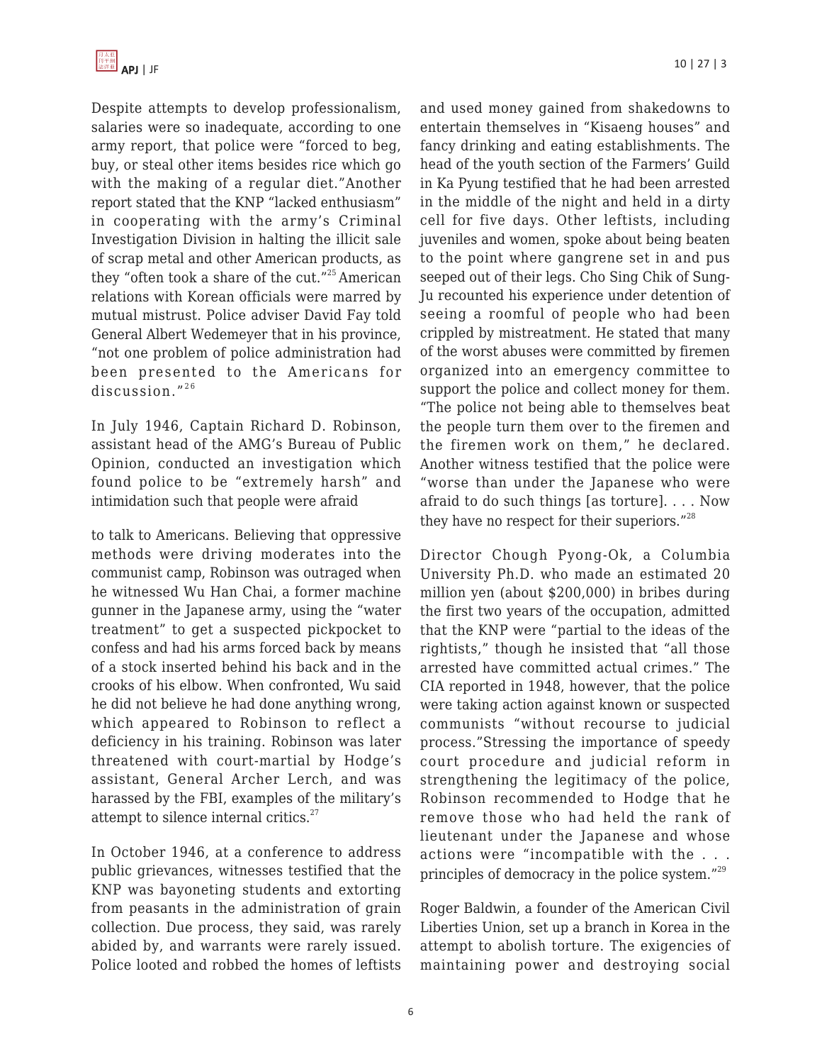Despite attempts to develop professionalism, salaries were so inadequate, according to one army report, that police were "forced to beg, buy, or steal other items besides rice which go with the making of a regular diet."Another report stated that the KNP "lacked enthusiasm" in cooperating with the army's Criminal Investigation Division in halting the illicit sale of scrap metal and other American products, as they "often took a share of the cut."[25] American relations with Korean officials were marred by mutual mistrust. Police adviser David Fay told General Albert Wedemeyer that in his province, "not one problem of police administration had been presented to the Americans for discussion."[26]

In July 1946, Captain Richard D. Robinson, assistant head of the AMG's Bureau of Public Opinion, conducted an investigation which found police to be "extremely harsh" and intimidation such that people were afraid to talk to Americans. Believing that oppressive methods were driving moderates into the communist camp, Robinson was outraged when he witnessed Wu Han Chai, a former machine gunner in the Japanese army, using the "water treatment" to get a suspected pickpocket to confess and had his arms forced back by means of a stock inserted behind his back and in the crooks of his elbow. When confronted, Wu said he did not believe he had done anything wrong, which appeared to Robinson to reflect a deficiency in his training. Robinson was later threatened with court-martial by Hodge's assistant, General Archer Lerch, and was harassed by the FBI, examples of the military's attempt to silence internal critics.[27]

In October 1946, at a conference to address public grievances, witnesses testified that the KNP was bayoneting students and extorting from peasants in the administration of grain collection. Due process, they said, was rarely abided by, and warrants were rarely issued. Police looted and robbed the homes of leftists and used money gained from shakedowns to entertain themselves in "Kisaeng houses" and fancy drinking and eating establishments. The head of the youth section of the Farmers' Guild in Ka Pyung testified that he had been arrested in the middle of the night and held in a dirty cell for five days. Other leftists, including juveniles and women, spoke about being beaten to the point where gangrene set in and pus seeped out of their legs. Cho Sing Chik of Sung-Ju recounted his experience under detention of seeing a roomful of people who had been crippled by mistreatment. He stated that many of the worst abuses were committed by firemen organized into an emergency committee to support the police and collect money for them. "The police not being able to themselves beat the people turn them over to the firemen and the firemen work on them," he declared. Another witness testified that the police were "worse than under the Japanese who were afraid to do such things [as torture]. . . . Now they have no respect for their superiors."[28]

Director Chough Pyong-Ok, a Columbia University Ph.D. who made an estimated 20 million yen (about $200,000) in bribes during the first two years of the occupation, admitted that the KNP were "partial to the ideas of the rightists," though he insisted that "all those arrested have committed actual crimes." The CIA reported in 1948, however, that the police were taking action against known or suspected communists "without recourse to judicial process."Stressing the importance of speedy court procedure and judicial reform in strengthening the legitimacy of the police, Robinson recommended to Hodge that he remove those who had held the rank of lieutenant under the Japanese and whose actions were "incompatible with the . . . principles of democracy in the police system."[29]

Roger Baldwin, a founder of the American Civil Liberties Union, set up a branch in Korea in the attempt to abolish torture. The exigencies of maintaining power and destroying social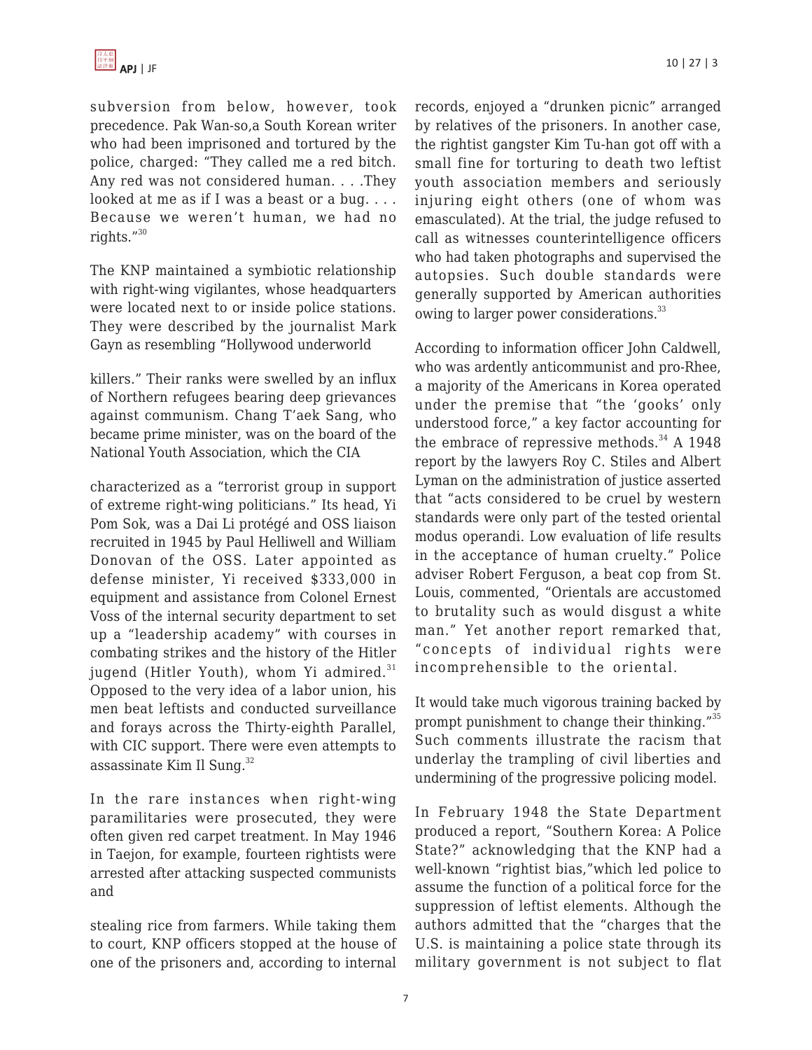subversion from below, however, took precedence. Pak Wan-so,a South Korean writer who had been imprisoned and tortured by the police, charged: "They called me a red bitch. Any red was not considered human. . . .They looked at me as if I was a beast or a bug. . . . Because we weren't human, we had no rights."[30]

The KNP maintained a symbiotic relationship with right-wing vigilantes, whose headquarters were located next to or inside police stations. They were described by the journalist Mark Gayn as resembling "Hollywood underworld killers." Their ranks were swelled by an influx of Northern refugees bearing deep grievances against communism. Chang T'aek Sang, who became prime minister, was on the board of the National Youth Association, which the CIA characterized as a "terrorist group in support of extreme right-wing politicians." Its head, Yi Pom Sok, was a Dai Li protégé and OSS liaison recruited in 1945 by Paul Helliwell and William Donovan of the OSS. Later appointed as defense minister, Yi received $333,000 in equipment and assistance from Colonel Ernest Voss of the internal security department to set up a "leadership academy" with courses in combating strikes and the history of the Hitler jugend (Hitler Youth), whom Yi admired.[31] Opposed to the very idea of a labor union, his men beat leftists and conducted surveillance and forays across the Thirty-eighth Parallel, with CIC support. There were even attempts to assassinate Kim Il Sung.[32]

In the rare instances when right-wing paramilitaries were prosecuted, they were often given red carpet treatment. In May 1946 in Taejon, for example, fourteen rightists were arrested after attacking suspected communists and stealing rice from farmers. While taking them to court, KNP officers stopped at the house of one of the prisoners and, according to internal records, enjoyed a "drunken picnic" arranged by relatives of the prisoners. In another case, the rightist gangster Kim Tu-han got off with a small fine for torturing to death two leftist youth association members and seriously injuring eight others (one of whom was emasculated). At the trial, the judge refused to call as witnesses counterintelligence officers who had taken photographs and supervised the autopsies. Such double standards were generally supported by American authorities owing to larger power considerations.[33]

According to information officer John Caldwell, who was ardently anticommunist and pro-Rhee, a majority of the Americans in Korea operated under the premise that "the 'gooks' only understood force," a key factor accounting for the embrace of repressive methods.[34] A 1948 report by the lawyers Roy C. Stiles and Albert Lyman on the administration of justice asserted that "acts considered to be cruel by western standards were only part of the tested oriental modus operandi. Low evaluation of life results in the acceptance of human cruelty." Police adviser Robert Ferguson, a beat cop from St. Louis, commented, "Orientals are accustomed to brutality such as would disgust a white man." Yet another report remarked that, "concepts of individual rights were incomprehensible to the oriental. It would take much vigorous training backed by prompt punishment to change their thinking."[35] Such comments illustrate the racism that underlay the trampling of civil liberties and undermining of the progressive policing model.

In February 1948 the State Department produced a report, "Southern Korea: A Police State?" acknowledging that the KNP had a well-known "rightist bias,"which led police to assume the function of a political force for the suppression of leftist elements. Although the authors admitted that the "charges that the U.S. is maintaining a police state through its military government is not subject to flat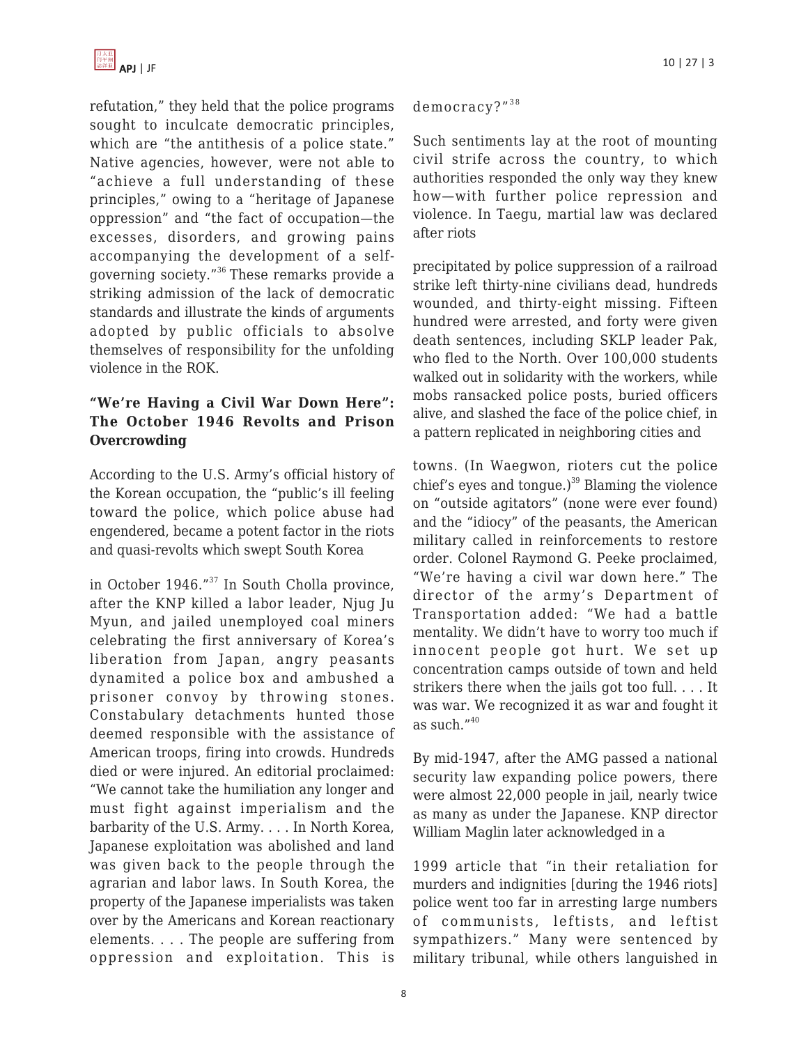refutation," they held that the police programs sought to inculcate democratic principles, which are "the antithesis of a police state." Native agencies, however, were not able to "achieve a full understanding of these principles," owing to a "heritage of Japanese oppression" and "the fact of occupation—the excesses, disorders, and growing pains accompanying the development of a self-governing society."[36] These remarks provide a striking admission of the lack of democratic standards and illustrate the kinds of arguments adopted by public officials to absolve themselves of responsibility for the unfolding violence in the ROK.

### "We're Having a Civil War Down Here": The October 1946 Revolts and Prison Overcrowding

According to the U.S. Army's official history of the Korean occupation, the "public's ill feeling toward the police, which police abuse had engendered, became a potent factor in the riots and quasi-revolts which swept South Korea in October 1946."[37] In South Cholla province, after the KNP killed a labor leader, Njug Ju Myun, and jailed unemployed coal miners celebrating the first anniversary of Korea's liberation from Japan, angry peasants dynamited a police box and ambushed a prisoner convoy by throwing stones. Constabulary detachments hunted those deemed responsible with the assistance of American troops, firing into crowds. Hundreds died or were injured. An editorial proclaimed: "We cannot take the humiliation any longer and must fight against imperialism and the barbarity of the U.S. Army. . . . In North Korea, Japanese exploitation was abolished and land was given back to the people through the agrarian and labor laws. In South Korea, the property of the Japanese imperialists was taken over by the Americans and Korean reactionary elements. . . . The people are suffering from oppression and exploitation. This is democracy?"[38]

Such sentiments lay at the root of mounting civil strife across the country, to which authorities responded the only way they knew how—with further police repression and violence. In Taegu, martial law was declared after riots precipitated by police suppression of a railroad strike left thirty-nine civilians dead, hundreds wounded, and thirty-eight missing. Fifteen hundred were arrested, and forty were given death sentences, including SKLP leader Pak, who fled to the North. Over 100,000 students walked out in solidarity with the workers, while mobs ransacked police posts, buried officers alive, and slashed the face of the police chief, in a pattern replicated in neighboring cities and towns. (In Waegwon, rioters cut the police chief's eyes and tongue.)[39] Blaming the violence on "outside agitators" (none were ever found) and the "idiocy" of the peasants, the American military called in reinforcements to restore order. Colonel Raymond G. Peeke proclaimed, "We're having a civil war down here." The director of the army's Department of Transportation added: "We had a battle mentality. We didn't have to worry too much if innocent people got hurt. We set up concentration camps outside of town and held strikers there when the jails got too full. . . . It was war. We recognized it as war and fought it as such."[40]

By mid-1947, after the AMG passed a national security law expanding police powers, there were almost 22,000 people in jail, nearly twice as many as under the Japanese. KNP director William Maglin later acknowledged in a 1999 article that "in their retaliation for murders and indignities [during the 1946 riots] police went too far in arresting large numbers of communists, leftists, and leftist sympathizers." Many were sentenced by military tribunal, while others languished in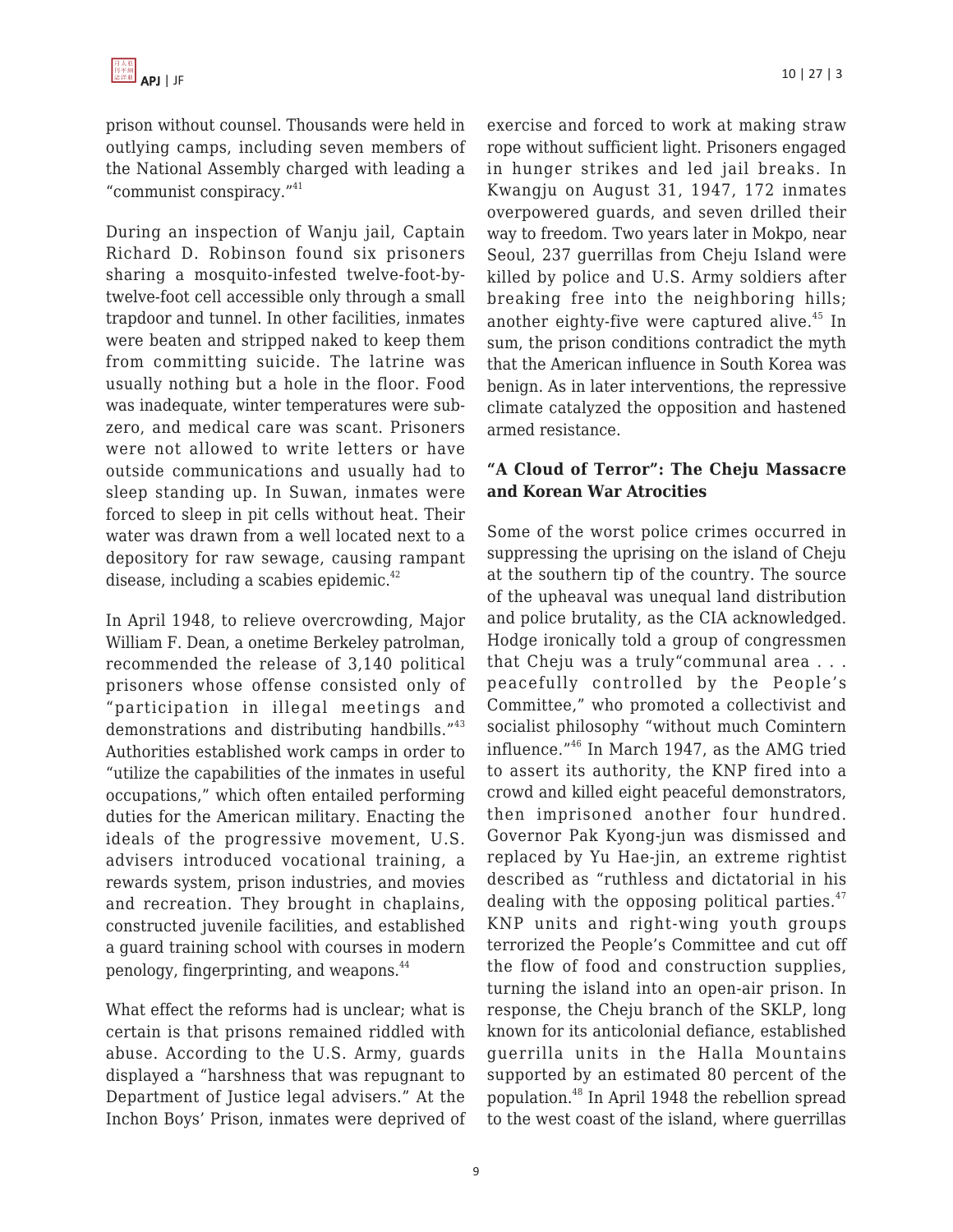prison without counsel. Thousands were held in outlying camps, including seven members of the National Assembly charged with leading a "communist conspiracy."[41]

During an inspection of Wanju jail, Captain Richard D. Robinson found six prisoners sharing a mosquito-infested twelve-foot-by-twelve-foot cell accessible only through a small trapdoor and tunnel. In other facilities, inmates were beaten and stripped naked to keep them from committing suicide. The latrine was usually nothing but a hole in the floor. Food was inadequate, winter temperatures were sub-zero, and medical care was scant. Prisoners were not allowed to write letters or have outside communications and usually had to sleep standing up. In Suwan, inmates were forced to sleep in pit cells without heat. Their water was drawn from a well located next to a depository for raw sewage, causing rampant disease, including a scabies epidemic.[42]

In April 1948, to relieve overcrowding, Major William F. Dean, a onetime Berkeley patrolman, recommended the release of 3,140 political prisoners whose offense consisted only of "participation in illegal meetings and demonstrations and distributing handbills."[43] Authorities established work camps in order to "utilize the capabilities of the inmates in useful occupations," which often entailed performing duties for the American military. Enacting the ideals of the progressive movement, U.S. advisers introduced vocational training, a rewards system, prison industries, and movies and recreation. They brought in chaplains, constructed juvenile facilities, and established a guard training school with courses in modern penology, fingerprinting, and weapons.[44]

What effect the reforms had is unclear; what is certain is that prisons remained riddled with abuse. According to the U.S. Army, guards displayed a "harshness that was repugnant to Department of Justice legal advisers." At the Inchon Boys' Prison, inmates were deprived of exercise and forced to work at making straw rope without sufficient light. Prisoners engaged in hunger strikes and led jail breaks. In Kwangju on August 31, 1947, 172 inmates overpowered guards, and seven drilled their way to freedom. Two years later in Mokpo, near Seoul, 237 guerrillas from Cheju Island were killed by police and U.S. Army soldiers after breaking free into the neighboring hills; another eighty-five were captured alive.[45] In sum, the prison conditions contradict the myth that the American influence in South Korea was benign. As in later interventions, the repressive climate catalyzed the opposition and hastened armed resistance.

### "A Cloud of Terror": The Cheju Massacre and Korean War Atrocities

Some of the worst police crimes occurred in suppressing the uprising on the island of Cheju at the southern tip of the country. The source of the upheaval was unequal land distribution and police brutality, as the CIA acknowledged. Hodge ironically told a group of congressmen that Cheju was a truly"communal area . . . peacefully controlled by the People's Committee," who promoted a collectivist and socialist philosophy "without much Comintern influence."[46] In March 1947, as the AMG tried to assert its authority, the KNP fired into a crowd and killed eight peaceful demonstrators, then imprisoned another four hundred. Governor Pak Kyong-jun was dismissed and replaced by Yu Hae-jin, an extreme rightist described as "ruthless and dictatorial in his dealing with the opposing political parties.[47] KNP units and right-wing youth groups terrorized the People's Committee and cut off the flow of food and construction supplies, turning the island into an open-air prison. In response, the Cheju branch of the SKLP, long known for its anticolonial defiance, established guerrilla units in the Halla Mountains supported by an estimated 80 percent of the population.[48] In April 1948 the rebellion spread to the west coast of the island, where guerrillas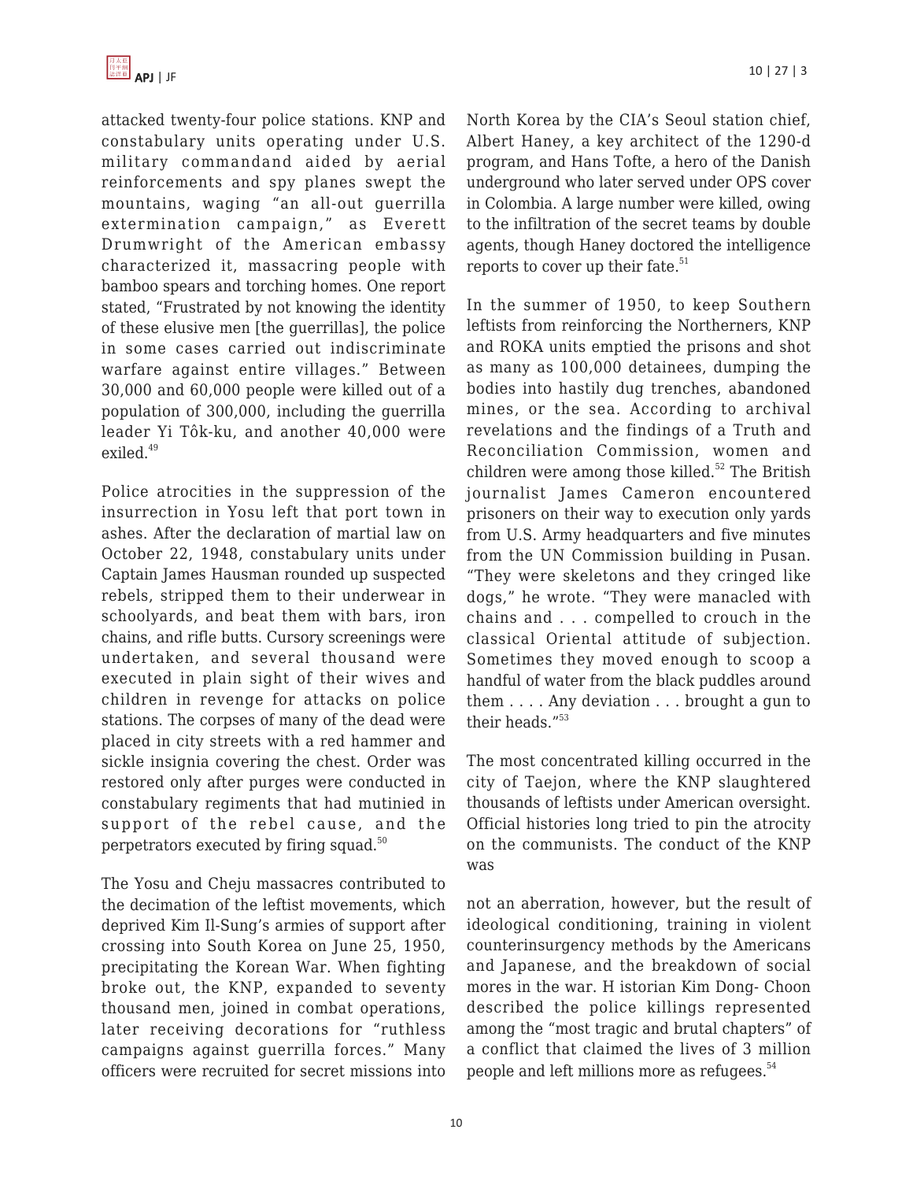attacked twenty-four police stations. KNP and constabulary units operating under U.S. military commandand aided by aerial reinforcements and spy planes swept the mountains, waging "an all-out guerrilla extermination campaign," as Everett Drumwright of the American embassy characterized it, massacring people with bamboo spears and torching homes. One report stated, "Frustrated by not knowing the identity of these elusive men [the guerrillas], the police in some cases carried out indiscriminate warfare against entire villages." Between 30,000 and 60,000 people were killed out of a population of 300,000, including the guerrilla leader Yi Tôk-ku, and another 40,000 were exiled.[49]

Police atrocities in the suppression of the insurrection in Yosu left that port town in ashes. After the declaration of martial law on October 22, 1948, constabulary units under Captain James Hausman rounded up suspected rebels, stripped them to their underwear in schoolyards, and beat them with bars, iron chains, and rifle butts. Cursory screenings were undertaken, and several thousand were executed in plain sight of their wives and children in revenge for attacks on police stations. The corpses of many of the dead were placed in city streets with a red hammer and sickle insignia covering the chest. Order was restored only after purges were conducted in constabulary regiments that had mutinied in support of the rebel cause, and the perpetrators executed by firing squad.[50]

The Yosu and Cheju massacres contributed to the decimation of the leftist movements, which deprived Kim Il-Sung's armies of support after crossing into South Korea on June 25, 1950, precipitating the Korean War. When fighting broke out, the KNP, expanded to seventy thousand men, joined in combat operations, later receiving decorations for "ruthless campaigns against guerrilla forces." Many officers were recruited for secret missions into North Korea by the CIA's Seoul station chief, Albert Haney, a key architect of the 1290-d program, and Hans Tofte, a hero of the Danish underground who later served under OPS cover in Colombia. A large number were killed, owing to the infiltration of the secret teams by double agents, though Haney doctored the intelligence reports to cover up their fate.[51]

In the summer of 1950, to keep Southern leftists from reinforcing the Northerners, KNP and ROKA units emptied the prisons and shot as many as 100,000 detainees, dumping the bodies into hastily dug trenches, abandoned mines, or the sea. According to archival revelations and the findings of a Truth and Reconciliation Commission, women and children were among those killed.[52] The British journalist James Cameron encountered prisoners on their way to execution only yards from U.S. Army headquarters and five minutes from the UN Commission building in Pusan. "They were skeletons and they cringed like dogs," he wrote. "They were manacled with chains and . . . compelled to crouch in the classical Oriental attitude of subjection. Sometimes they moved enough to scoop a handful of water from the black puddles around them . . . . Any deviation . . . brought a gun to their heads."[53]

The most concentrated killing occurred in the city of Taejon, where the KNP slaughtered thousands of leftists under American oversight. Official histories long tried to pin the atrocity on the communists. The conduct of the KNP was not an aberration, however, but the result of ideological conditioning, training in violent counterinsurgency methods by the Americans and Japanese, and the breakdown of social mores in the war. Historian Kim Dong-Choon described the police killings represented among the "most tragic and brutal chapters" of a conflict that claimed the lives of 3 million people and left millions more as refugees.[54]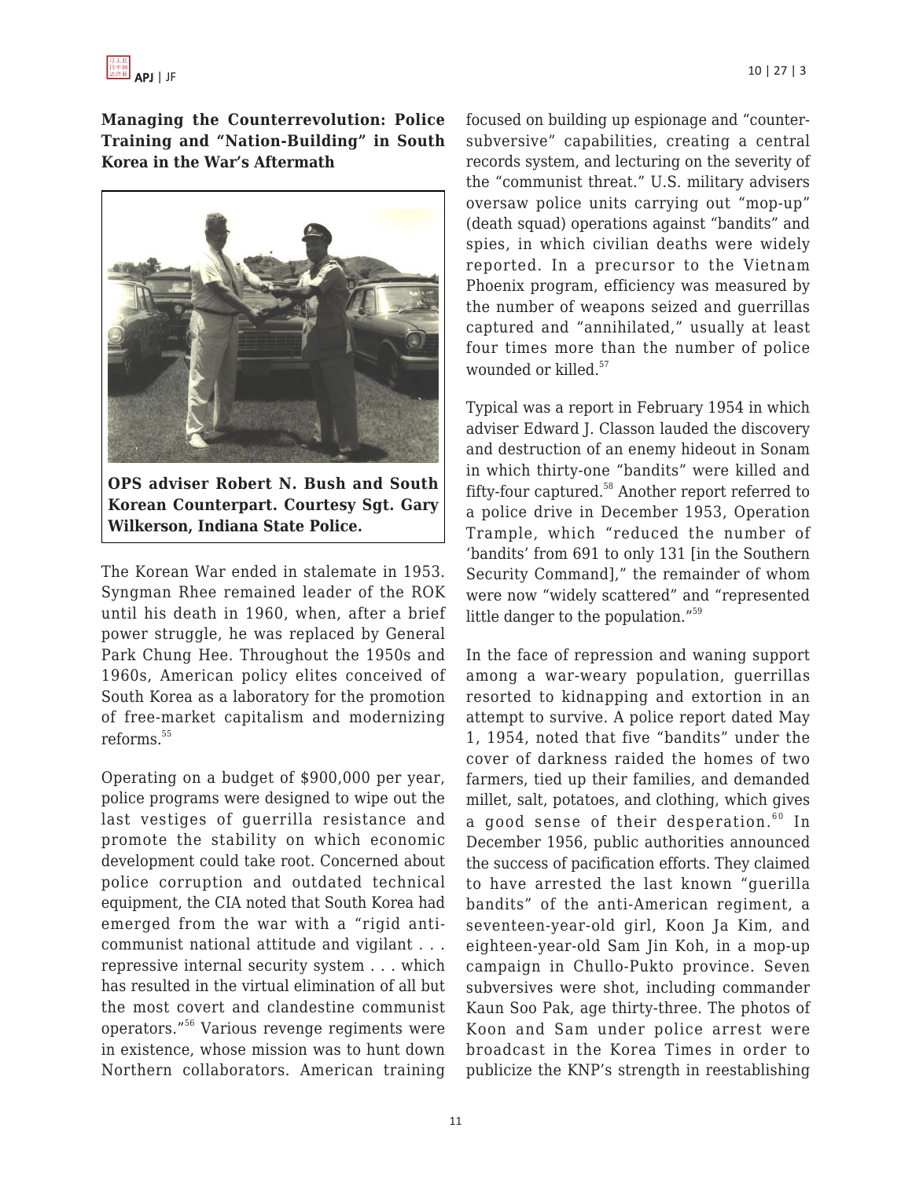**Managing the Counterrevolution: Police Training and "Nation-Building" in South Korea in the War's Aftermath**

**OPS adviser Robert N. Bush and South Korean Counterpart. Courtesy Sgt. Gary Wilkerson, Indiana State Police.**

The Korean War ended in stalemate in 1953. Syngman Rhee remained leader of the ROK until his death in 1960, when, after a brief power struggle, he was replaced by General Park Chung Hee. Throughout the 1950s and 1960s, American policy elites conceived of South Korea as a laboratory for the promotion of free-market capitalism and modernizing reforms.[55]

Operating on a budget of $900,000 per year, police programs were designed to wipe out the last vestiges of guerrilla resistance and promote the stability on which economic development could take root. Concerned about police corruption and outdated technical equipment, the CIA noted that South Korea had emerged from the war with a "rigid anti-communist national attitude and vigilant . . . repressive internal security system . . . which has resulted in the virtual elimination of all but the most covert and clandestine communist operators."[56] Various revenge regiments were in existence, whose mission was to hunt down Northern collaborators. American training focused on building up espionage and "counter-subversive" capabilities, creating a central records system, and lecturing on the severity of the "communist threat." U.S. military advisers oversaw police units carrying out "mop-up" (death squad) operations against "bandits" and spies, in which civilian deaths were widely reported. In a precursor to the Vietnam Phoenix program, efficiency was measured by the number of weapons seized and guerrillas captured and "annihilated," usually at least four times more than the number of police wounded or killed.[57]

Typical was a report in February 1954 in which adviser Edward J. Classon lauded the discovery and destruction of an enemy hideout in Sonam in which thirty-one "bandits" were killed and fifty-four captured.[58] Another report referred to a police drive in December 1953, Operation Trample, which "reduced the number of 'bandits' from 691 to only 131 [in the Southern Security Command]," the remainder of whom were now "widely scattered" and "represented little danger to the population."[59]

In the face of repression and waning support among a war-weary population, guerrillas resorted to kidnapping and extortion in an attempt to survive. A police report dated May 1, 1954, noted that five "bandits" under the cover of darkness raided the homes of two farmers, tied up their families, and demanded millet, salt, potatoes, and clothing, which gives a good sense of their desperation.[60] In December 1956, public authorities announced the success of pacification efforts. They claimed to have arrested the last known "guerilla bandits" of the anti-American regiment, a seventeen-year-old girl, Koon Ja Kim, and eighteen-year-old Sam Jin Koh, in a mop-up campaign in Chullo-Pukto province. Seven subversives were shot, including commander Kaun Soo Pak, age thirty-three. The photos of Koon and Sam under police arrest were broadcast in the Korea Times in order to publicize the KNP's strength in reestablishing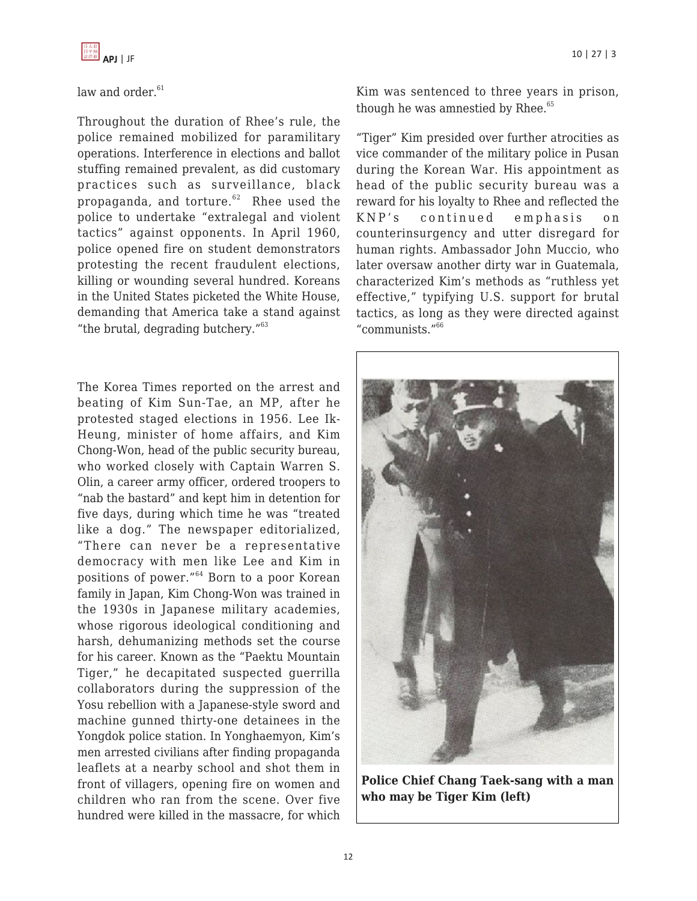law and order.[61]

Throughout the duration of Rhee's rule, the police remained mobilized for paramilitary operations. Interference in elections and ballot stuffing remained prevalent, as did customary practices such as surveillance, black propaganda, and torture.[62] Rhee used the police to undertake "extralegal and violent tactics" against opponents. In April 1960, police opened fire on student demonstrators protesting the recent fraudulent elections, killing or wounding several hundred. Koreans in the United States picketed the White House, demanding that America take a stand against "the brutal, degrading butchery."[63]

The Korea Times reported on the arrest and beating of Kim Sun-Tae, an MP, after he protested staged elections in 1956. Lee Ik-Heung, minister of home affairs, and Kim Chong-Won, head of the public security bureau, who worked closely with Captain Warren S. Olin, a career army officer, ordered troopers to "nab the bastard" and kept him in detention for five days, during which time he was "treated like a dog." The newspaper editorialized, "There can never be a representative democracy with men like Lee and Kim in positions of power."[64] Born to a poor Korean family in Japan, Kim Chong-Won was trained in the 1930s in Japanese military academies, whose rigorous ideological conditioning and harsh, dehumanizing methods set the course for his career. Known as the "Paektu Mountain Tiger," he decapitated suspected guerrilla collaborators during the suppression of the Yosu rebellion with a Japanese-style sword and machine gunned thirty-one detainees in the Yongdok police station. In Yonghaemyon, Kim's men arrested civilians after finding propaganda leaflets at a nearby school and shot them in front of villagers, opening fire on women and children who ran from the scene. Over five hundred were killed in the massacre, for which Kim was sentenced to three years in prison, though he was amnestied by Rhee.[65]

"Tiger" Kim presided over further atrocities as vice commander of the military police in Pusan during the Korean War. His appointment as head of the public security bureau was a reward for his loyalty to Rhee and reflected the KNP's continued emphasis on counterinsurgency and utter disregard for human rights. Ambassador John Muccio, who later oversaw another dirty war in Guatemala, characterized Kim's methods as "ruthless yet effective," typifying U.S. support for brutal tactics, as long as they were directed against "communists."[66]

**Police Chief Chang Taek-sang with a man who may be Tiger Kim (left)**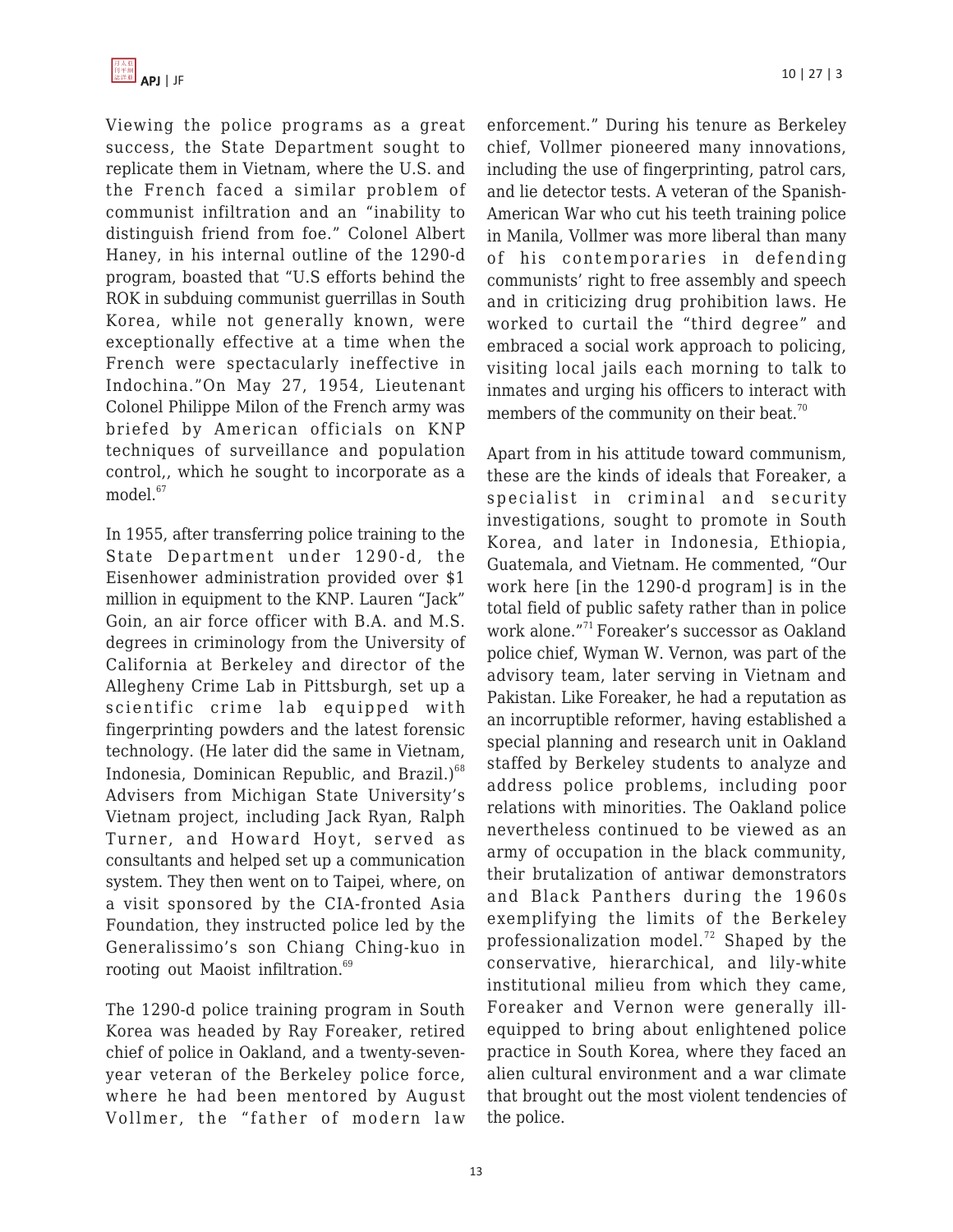Viewing the police programs as a great success, the State Department sought to replicate them in Vietnam, where the U.S. and the French faced a similar problem of communist infiltration and an "inability to distinguish friend from foe." Colonel Albert Haney, in his internal outline of the 1290-d program, boasted that "U.S efforts behind the ROK in subduing communist guerrillas in South Korea, while not generally known, were exceptionally effective at a time when the French were spectacularly ineffective in Indochina."On May 27, 1954, Lieutenant Colonel Philippe Milon of the French army was briefed by American officials on KNP techniques of surveillance and population control,, which he sought to incorporate as a model.[67]

In 1955, after transferring police training to the State Department under 1290-d, the Eisenhower administration provided over $1 million in equipment to the KNP. Lauren "Jack" Goin, an air force officer with B.A. and M.S. degrees in criminology from the University of California at Berkeley and director of the Allegheny Crime Lab in Pittsburgh, set up a scientific crime lab equipped with fingerprinting powders and the latest forensic technology. (He later did the same in Vietnam, Indonesia, Dominican Republic, and Brazil.)[68] Advisers from Michigan State University's Vietnam project, including Jack Ryan, Ralph Turner, and Howard Hoyt, served as consultants and helped set up a communication system. They then went on to Taipei, where, on a visit sponsored by the CIA-fronted Asia Foundation, they instructed police led by the Generalissimo's son Chiang Ching-kuo in rooting out Maoist infiltration.[69]

The 1290-d police training program in South Korea was headed by Ray Foreaker, retired chief of police in Oakland, and a twenty-seven-year veteran of the Berkeley police force, where he had been mentored by August Vollmer, the "father of modern law enforcement." During his tenure as Berkeley chief, Vollmer pioneered many innovations, including the use of fingerprinting, patrol cars, and lie detector tests. A veteran of the Spanish-American War who cut his teeth training police in Manila, Vollmer was more liberal than many of his contemporaries in defending communists' right to free assembly and speech and in criticizing drug prohibition laws. He worked to curtail the "third degree" and embraced a social work approach to policing, visiting local jails each morning to talk to inmates and urging his officers to interact with members of the community on their beat.[70]

Apart from in his attitude toward communism, these are the kinds of ideals that Foreaker, a specialist in criminal and security investigations, sought to promote in South Korea, and later in Indonesia, Ethiopia, Guatemala, and Vietnam. He commented, "Our work here [in the 1290-d program] is in the total field of public safety rather than in police work alone."[71] Foreaker's successor as Oakland police chief, Wyman W. Vernon, was part of the advisory team, later serving in Vietnam and Pakistan. Like Foreaker, he had a reputation as an incorruptible reformer, having established a special planning and research unit in Oakland staffed by Berkeley students to analyze and address police problems, including poor relations with minorities. The Oakland police nevertheless continued to be viewed as an army of occupation in the black community, their brutalization of antiwar demonstrators and Black Panthers during the 1960s exemplifying the limits of the Berkeley professionalization model.[72] Shaped by the conservative, hierarchical, and lily-white institutional milieu from which they came, Foreaker and Vernon were generally ill-equipped to bring about enlightened police practice in South Korea, where they faced an alien cultural environment and a war climate that brought out the most violent tendencies of the police.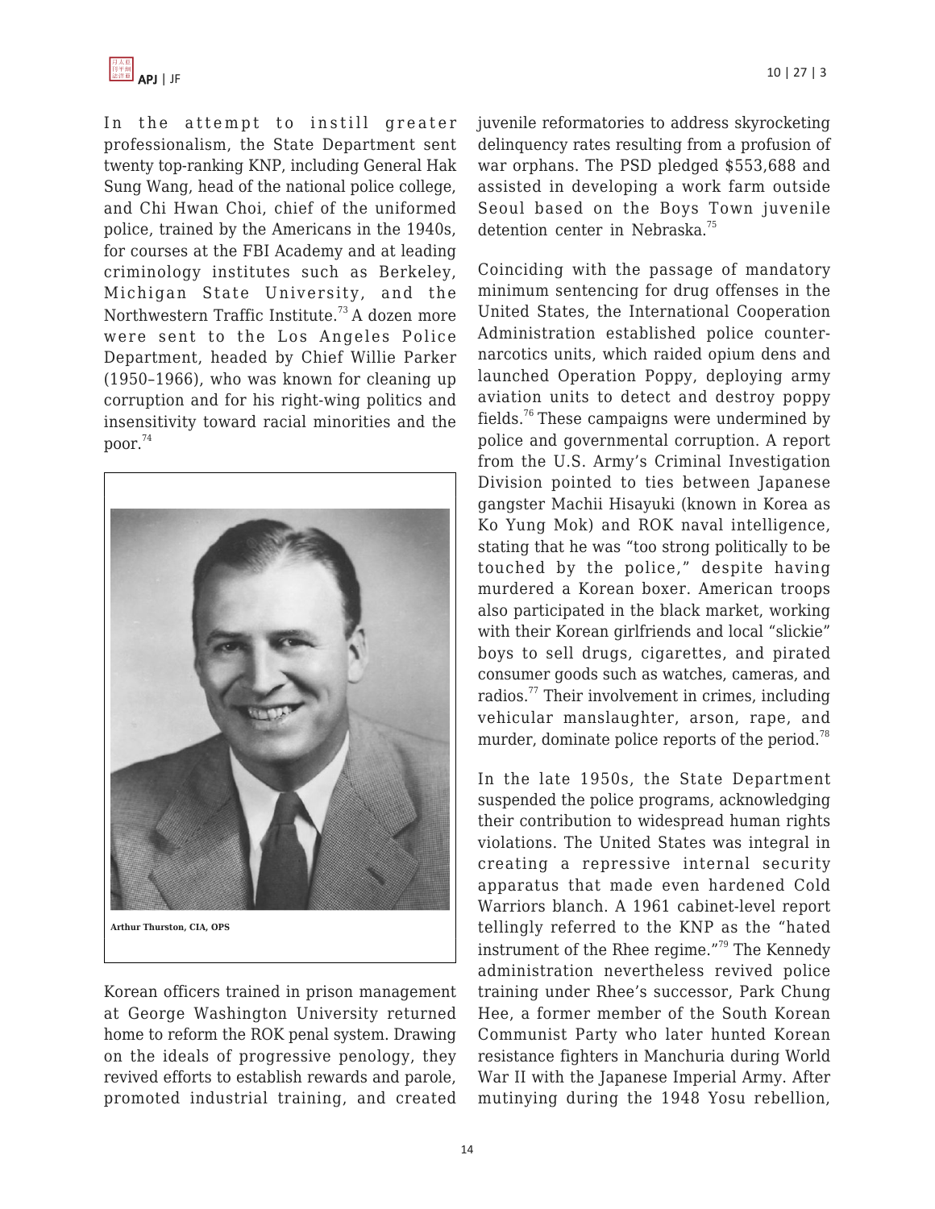In the attempt to instill greater professionalism, the State Department sent twenty top-ranking KNP, including General Hak Sung Wang, head of the national police college, and Chi Hwan Choi, chief of the uniformed police, trained by the Americans in the 1940s, for courses at the FBI Academy and at leading criminology institutes such as Berkeley, Michigan State University, and the Northwestern Traffic Institute.[73] A dozen more were sent to the Los Angeles Police Department, headed by Chief Willie Parker (1950–1966), who was known for cleaning up corruption and for his right-wing politics and insensitivity toward racial minorities and the poor.[74]

Arthur Thurston, CIA, OPS

Korean officers trained in prison management at George Washington University returned home to reform the ROK penal system. Drawing on the ideals of progressive penology, they revived efforts to establish rewards and parole, promoted industrial training, and created juvenile reformatories to address skyrocketing delinquency rates resulting from a profusion of war orphans. The PSD pledged $553,688 and assisted in developing a work farm outside Seoul based on the Boys Town juvenile detention center in Nebraska.[75]

Coinciding with the passage of mandatory minimum sentencing for drug offenses in the United States, the International Cooperation Administration established police counter-narcotics units, which raided opium dens and launched Operation Poppy, deploying army aviation units to detect and destroy poppy fields.[76] These campaigns were undermined by police and governmental corruption. A report from the U.S. Army's Criminal Investigation Division pointed to ties between Japanese gangster Machii Hisayuki (known in Korea as Ko Yung Mok) and ROK naval intelligence, stating that he was "too strong politically to be touched by the police," despite having murdered a Korean boxer. American troops also participated in the black market, working with their Korean girlfriends and local "slickie" boys to sell drugs, cigarettes, and pirated consumer goods such as watches, cameras, and radios.[77] Their involvement in crimes, including vehicular manslaughter, arson, rape, and murder, dominate police reports of the period.[78]

In the late 1950s, the State Department suspended the police programs, acknowledging their contribution to widespread human rights violations. The United States was integral in creating a repressive internal security apparatus that made even hardened Cold Warriors blanch. A 1961 cabinet-level report tellingly referred to the KNP as the "hated instrument of the Rhee regime."[79] The Kennedy administration nevertheless revived police training under Rhee's successor, Park Chung Hee, a former member of the South Korean Communist Party who later hunted Korean resistance fighters in Manchuria during World War II with the Japanese Imperial Army. After mutinying during the 1948 Yosu rebellion,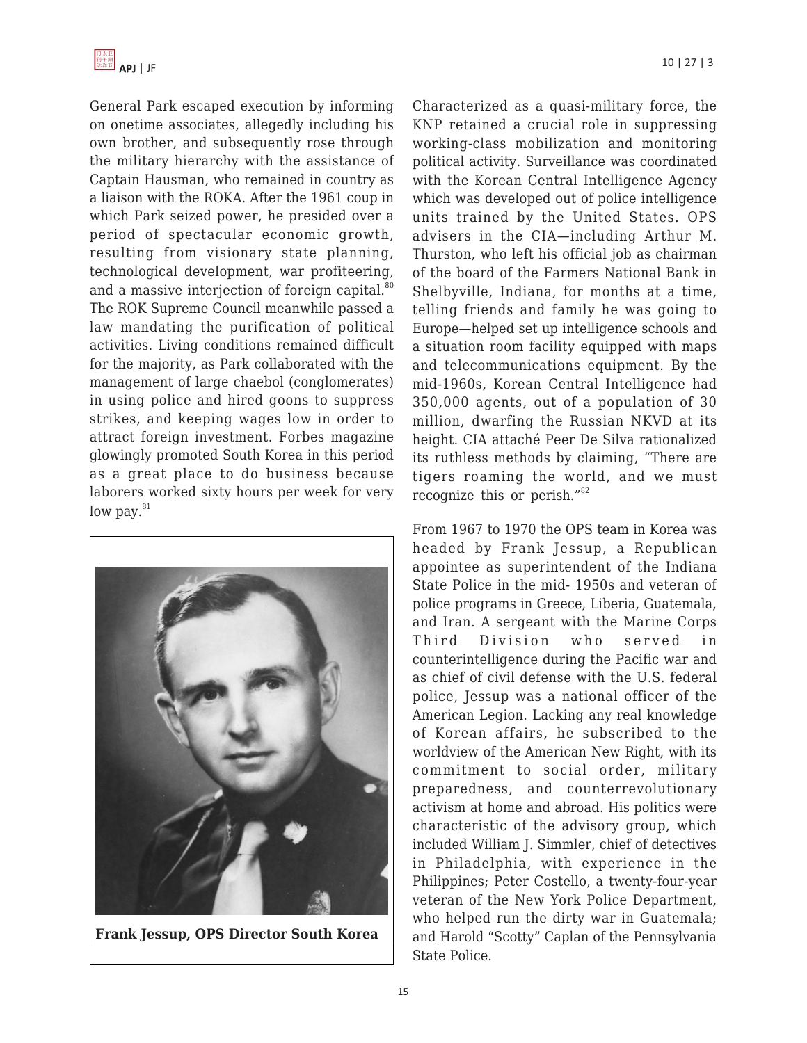General Park escaped execution by informing on onetime associates, allegedly including his own brother, and subsequently rose through the military hierarchy with the assistance of Captain Hausman, who remained in country as a liaison with the ROKA. After the 1961 coup in which Park seized power, he presided over a period of spectacular economic growth, resulting from visionary state planning, technological development, war profiteering, and a massive interjection of foreign capital.[80] The ROK Supreme Council meanwhile passed a law mandating the purification of political activities. Living conditions remained difficult for the majority, as Park collaborated with the management of large chaebol (conglomerates) in using police and hired goons to suppress strikes, and keeping wages low in order to attract foreign investment. Forbes magazine glowingly promoted South Korea in this period as a great place to do business because laborers worked sixty hours per week for very low pay.[81]

**Frank Jessup, OPS Director South Korea**

Characterized as a quasi-military force, the KNP retained a crucial role in suppressing working-class mobilization and monitoring political activity. Surveillance was coordinated with the Korean Central Intelligence Agency which was developed out of police intelligence units trained by the United States. OPS advisers in the CIA—including Arthur M. Thurston, who left his official job as chairman of the board of the Farmers National Bank in Shelbyville, Indiana, for months at a time, telling friends and family he was going to Europe—helped set up intelligence schools and a situation room facility equipped with maps and telecommunications equipment. By the mid-1960s, Korean Central Intelligence had 350,000 agents, out of a population of 30 million, dwarfing the Russian NKVD at its height. CIA attaché Peer De Silva rationalized its ruthless methods by claiming, "There are tigers roaming the world, and we must recognize this or perish."[82]

From 1967 to 1970 the OPS team in Korea was headed by Frank Jessup, a Republican appointee as superintendent of the Indiana State Police in the mid- 1950s and veteran of police programs in Greece, Liberia, Guatemala, and Iran. A sergeant with the Marine Corps Third Division who served in counterintelligence during the Pacific war and as chief of civil defense with the U.S. federal police, Jessup was a national officer of the American Legion. Lacking any real knowledge of Korean affairs, he subscribed to the worldview of the American New Right, with its commitment to social order, military preparedness, and counterrevolutionary activism at home and abroad. His politics were characteristic of the advisory group, which included William J. Simmler, chief of detectives in Philadelphia, with experience in the Philippines; Peter Costello, a twenty-four-year veteran of the New York Police Department, who helped run the dirty war in Guatemala; and Harold "Scotty" Caplan of the Pennsylvania State Police.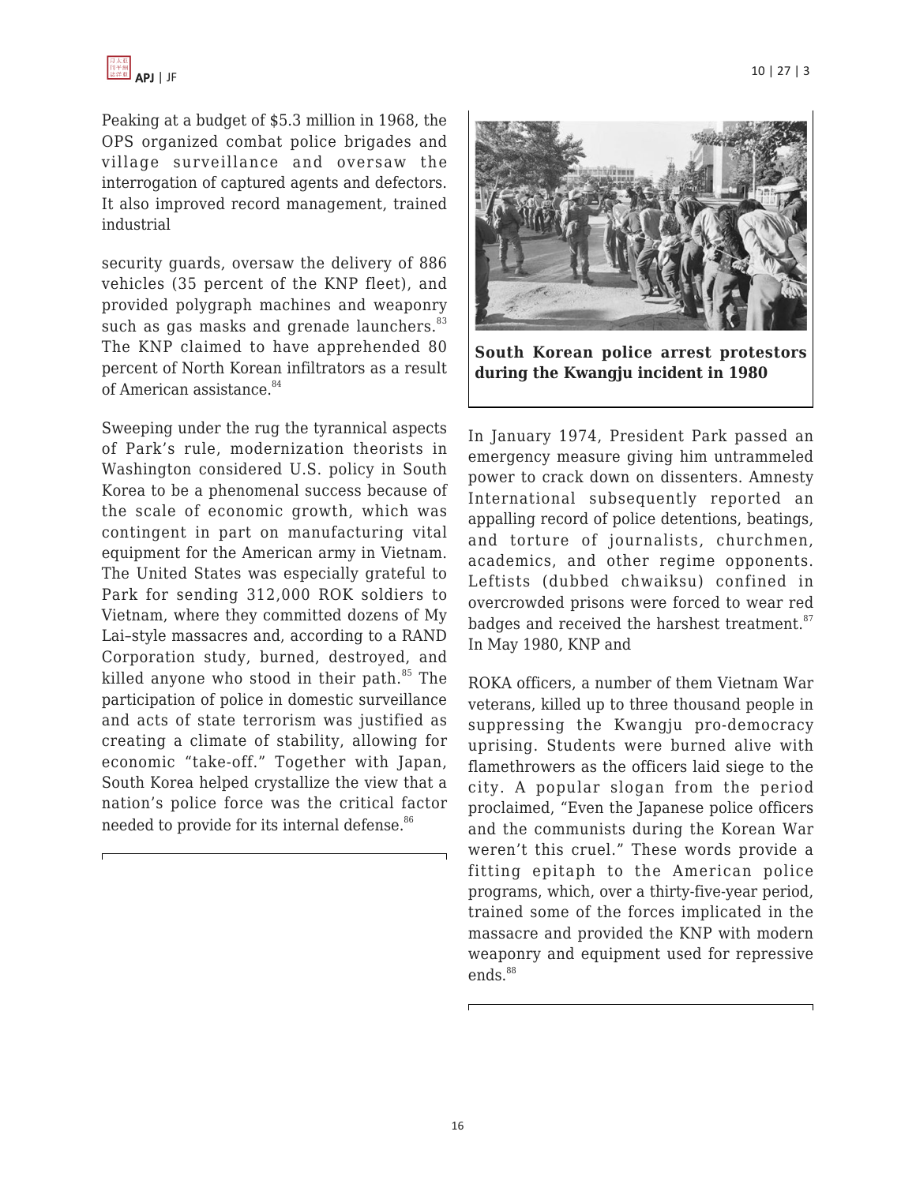Peaking at a budget of $5.3 million in 1968, the OPS organized combat police brigades and village surveillance and oversaw the interrogation of captured agents and defectors. It also improved record management, trained industrial security guards, oversaw the delivery of 886 vehicles (35 percent of the KNP fleet), and provided polygraph machines and weaponry such as gas masks and grenade launchers.[83] The KNP claimed to have apprehended 80 percent of North Korean infiltrators as a result of American assistance.[84]

Sweeping under the rug the tyrannical aspects of Park's rule, modernization theorists in Washington considered U.S. policy in South Korea to be a phenomenal success because of the scale of economic growth, which was contingent in part on manufacturing vital equipment for the American army in Vietnam. The United States was especially grateful to Park for sending 312,000 ROK soldiers to Vietnam, where they committed dozens of My Lai–style massacres and, according to a RAND Corporation study, burned, destroyed, and killed anyone who stood in their path.[85] The participation of police in domestic surveillance and acts of state terrorism was justified as creating a climate of stability, allowing for economic "take-off." Together with Japan, South Korea helped crystallize the view that a nation's police force was the critical factor needed to provide for its internal defense.[86]

**South Korean police arrest protestors during the Kwangju incident in 1980**

In January 1974, President Park passed an emergency measure giving him untrammeled power to crack down on dissenters. Amnesty International subsequently reported an appalling record of police detentions, beatings, and torture of journalists, churchmen, academics, and other regime opponents. Leftists (dubbed chwaiksu) confined in overcrowded prisons were forced to wear red badges and received the harshest treatment.[87] In May 1980, KNP and ROKA officers, a number of them Vietnam War veterans, killed up to three thousand people in suppressing the Kwangju pro-democracy uprising. Students were burned alive with flamethrowers as the officers laid siege to the city. A popular slogan from the period proclaimed, "Even the Japanese police officers and the communists during the Korean War weren't this cruel." These words provide a fitting epitaph to the American police programs, which, over a thirty-five-year period, trained some of the forces implicated in the massacre and provided the KNP with modern weaponry and equipment used for repressive ends.[88]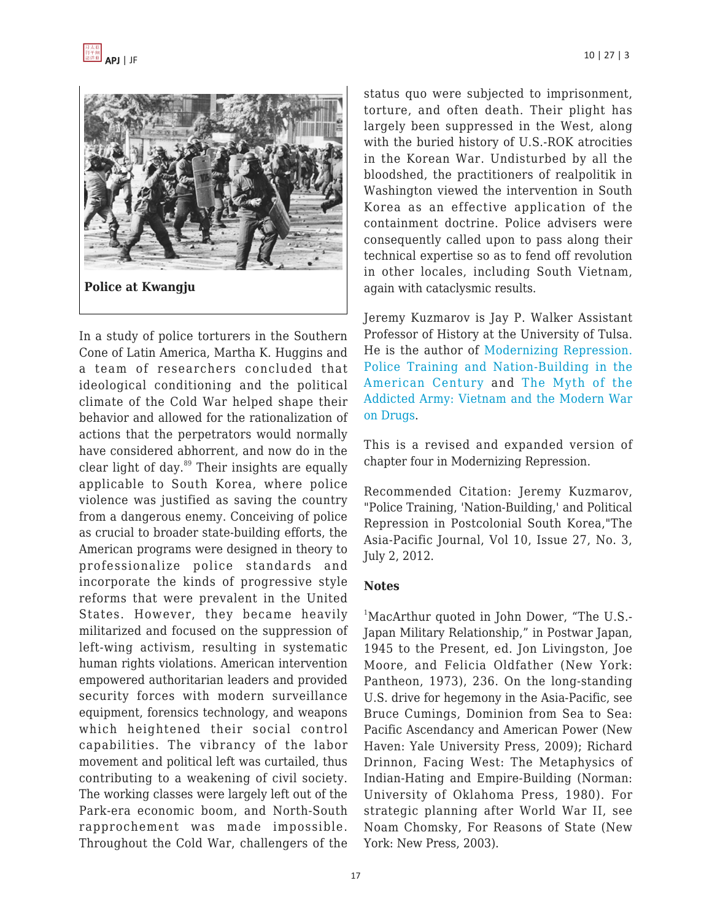**Police at Kwangju**

In a study of police torturers in the Southern Cone of Latin America, Martha K. Huggins and a team of researchers concluded that ideological conditioning and the political climate of the Cold War helped shape their behavior and allowed for the rationalization of actions that the perpetrators would normally have considered abhorrent, and now do in the clear light of day.[89] Their insights are equally applicable to South Korea, where police violence was justified as saving the country from a dangerous enemy. Conceiving of police as crucial to broader state-building efforts, the American programs were designed in theory to professionalize police standards and incorporate the kinds of progressive style reforms that were prevalent in the United States. However, they became heavily militarized and focused on the suppression of left-wing activism, resulting in systematic human rights violations. American intervention empowered authoritarian leaders and provided security forces with modern surveillance equipment, forensics technology, and weapons which heightened their social control capabilities. The vibrancy of the labor movement and political left was curtailed, thus contributing to a weakening of civil society. The working classes were largely left out of the Park-era economic boom, and North-South rapprochement was made impossible. Throughout the Cold War, challengers of the status quo were subjected to imprisonment, torture, and often death. Their plight has largely been suppressed in the West, along with the buried history of U.S.-ROK atrocities in the Korean War. Undisturbed by all the bloodshed, the practitioners of realpolitik in Washington viewed the intervention in South Korea as an effective application of the containment doctrine. Police advisers were consequently called upon to pass along their technical expertise so as to fend off revolution in other locales, including South Vietnam, again with cataclysmic results.

Jeremy Kuzmarov is Jay P. Walker Assistant Professor of History at the University of Tulsa. He is the author of Modernizing Repression. Police Training and Nation-Building in the American Century and The Myth of the Addicted Army: Vietnam and the Modern War on Drugs.

This is a revised and expanded version of chapter four in Modernizing Repression.

Recommended Citation: Jeremy Kuzmarov, "Police Training, 'Nation-Building,' and Political Repression in Postcolonial South Korea,"The Asia-Pacific Journal, Vol 10, Issue 27, No. 3, July 2, 2012.

**Notes**

[1]MacArthur quoted in John Dower, "The U.S.-Japan Military Relationship," in Postwar Japan, 1945 to the Present, ed. Jon Livingston, Joe Moore, and Felicia Oldfather (New York: Pantheon, 1973), 236. On the long-standing U.S. drive for hegemony in the Asia-Pacific, see Bruce Cumings, Dominion from Sea to Sea: Pacific Ascendancy and American Power (New Haven: Yale University Press, 2009); Richard Drinnon, Facing West: The Metaphysics of Indian-Hating and Empire-Building (Norman: University of Oklahoma Press, 1980). For strategic planning after World War II, see Noam Chomsky, For Reasons of State (New York: New Press, 2003).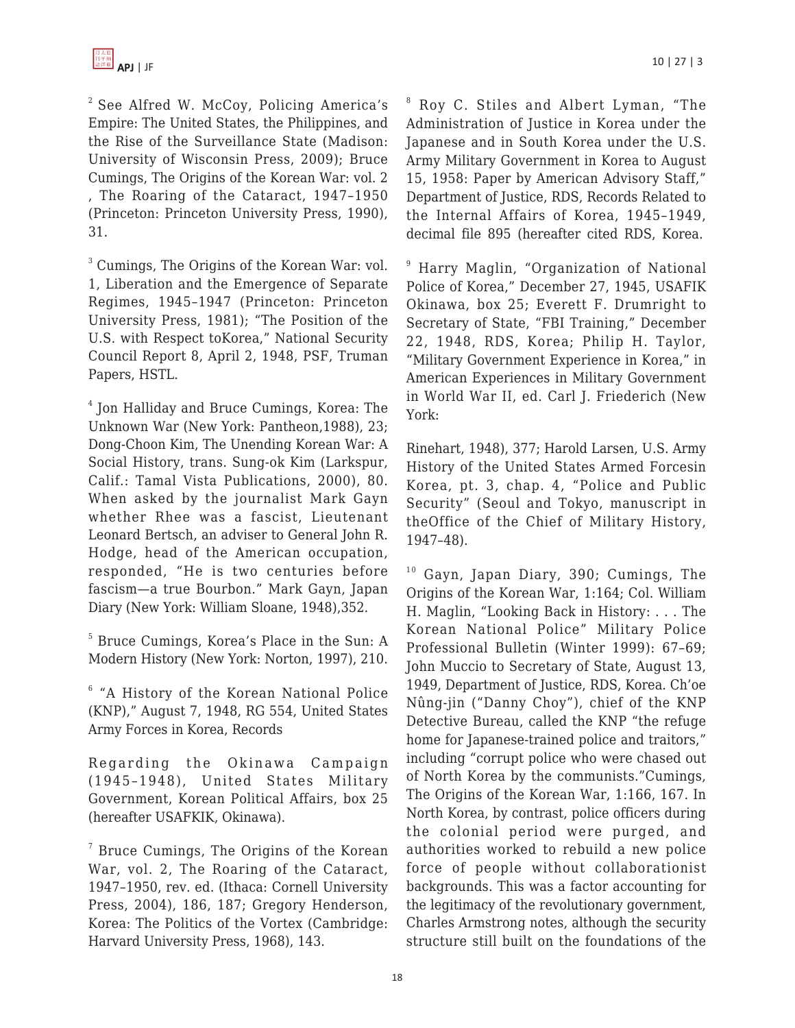[2] See Alfred W. McCoy, Policing America's Empire: The United States, the Philippines, and the Rise of the Surveillance State (Madison: University of Wisconsin Press, 2009); Bruce Cumings, The Origins of the Korean War: vol. 2 , The Roaring of the Cataract, 1947–1950 (Princeton: Princeton University Press, 1990), 31.

[3] Cumings, The Origins of the Korean War: vol. 1, Liberation and the Emergence of Separate Regimes, 1945–1947 (Princeton: Princeton University Press, 1981); "The Position of the U.S. with Respect toKorea," National Security Council Report 8, April 2, 1948, PSF, Truman Papers, HSTL.

[4] Jon Halliday and Bruce Cumings, Korea: The Unknown War (New York: Pantheon,1988), 23; Dong-Choon Kim, The Unending Korean War: A Social History, trans. Sung-ok Kim (Larkspur, Calif.: Tamal Vista Publications, 2000), 80. When asked by the journalist Mark Gayn whether Rhee was a fascist, Lieutenant Leonard Bertsch, an adviser to General John R. Hodge, head of the American occupation, responded, "He is two centuries before fascism—a true Bourbon." Mark Gayn, Japan Diary (New York: William Sloane, 1948),352.

[5] Bruce Cumings, Korea's Place in the Sun: A Modern History (New York: Norton, 1997), 210.

[6] "A History of the Korean National Police (KNP)," August 7, 1948, RG 554, United States Army Forces in Korea, Records

Regarding the Okinawa Campaign (1945–1948), United States Military Government, Korean Political Affairs, box 25 (hereafter USAFKIK, Okinawa).

[7] Bruce Cumings, The Origins of the Korean War, vol. 2, The Roaring of the Cataract, 1947–1950, rev. ed. (Ithaca: Cornell University Press, 2004), 186, 187; Gregory Henderson, Korea: The Politics of the Vortex (Cambridge: Harvard University Press, 1968), 143.

[8] Roy C. Stiles and Albert Lyman, "The Administration of Justice in Korea under the Japanese and in South Korea under the U.S. Army Military Government in Korea to August 15, 1958: Paper by American Advisory Staff," Department of Justice, RDS, Records Related to the Internal Affairs of Korea, 1945–1949, decimal file 895 (hereafter cited RDS, Korea.

[9] Harry Maglin, "Organization of National Police of Korea," December 27, 1945, USAFIK Okinawa, box 25; Everett F. Drumright to Secretary of State, "FBI Training," December 22, 1948, RDS, Korea; Philip H. Taylor, "Military Government Experience in Korea," in American Experiences in Military Government in World War II, ed. Carl J. Friederich (New York:

Rinehart, 1948), 377; Harold Larsen, U.S. Army History of the United States Armed Forcesin Korea, pt. 3, chap. 4, "Police and Public Security" (Seoul and Tokyo, manuscript in theOffice of the Chief of Military History, 1947–48).

[10] Gayn, Japan Diary, 390; Cumings, The Origins of the Korean War, 1:164; Col. William H. Maglin, "Looking Back in History: . . . The Korean National Police" Military Police Professional Bulletin (Winter 1999): 67–69; John Muccio to Secretary of State, August 13, 1949, Department of Justice, RDS, Korea. Ch'oe Nŭng-jin ("Danny Choy"), chief of the KNP Detective Bureau, called the KNP "the refuge home for Japanese-trained police and traitors," including "corrupt police who were chased out of North Korea by the communists."Cumings, The Origins of the Korean War, 1:166, 167. In North Korea, by contrast, police officers during the colonial period were purged, and authorities worked to rebuild a new police force of people without collaborationist backgrounds. This was a factor accounting for the legitimacy of the revolutionary government, Charles Armstrong notes, although the security structure still built on the foundations of the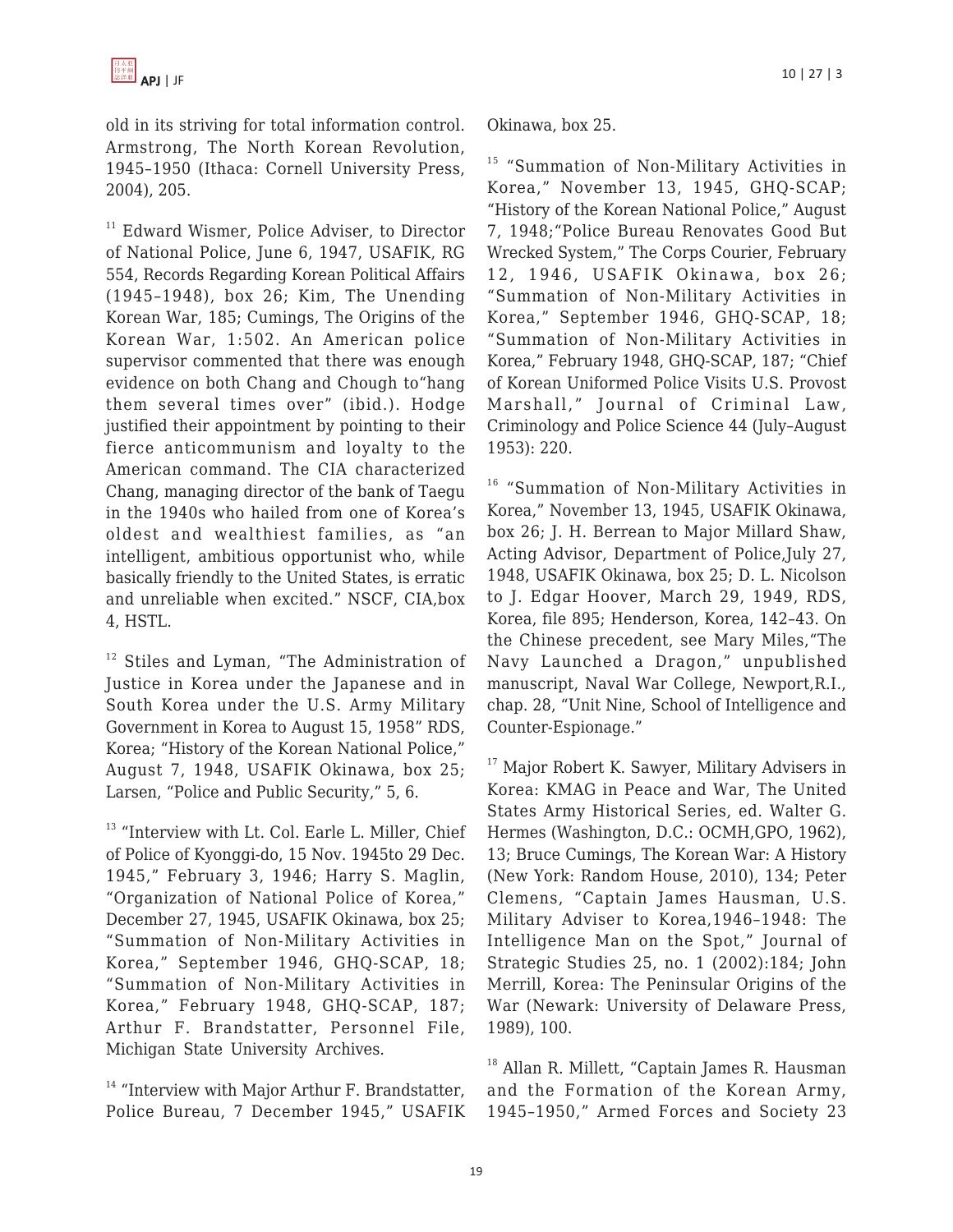old in its striving for total information control. Armstrong, The North Korean Revolution, 1945–1950 (Ithaca: Cornell University Press, 2004), 205.

[11] Edward Wismer, Police Adviser, to Director of National Police, June 6, 1947, USAFIK, RG 554, Records Regarding Korean Political Affairs (1945–1948), box 26; Kim, The Unending Korean War, 185; Cumings, The Origins of the Korean War, 1:502. An American police supervisor commented that there was enough evidence on both Chang and Chough to"hang them several times over" (ibid.). Hodge justified their appointment by pointing to their fierce anticommunism and loyalty to the American command. The CIA characterized Chang, managing director of the bank of Taegu in the 1940s who hailed from one of Korea's oldest and wealthiest families, as "an intelligent, ambitious opportunist who, while basically friendly to the United States, is erratic and unreliable when excited." NSCF, CIA,box 4, HSTL.

[12] Stiles and Lyman, "The Administration of Justice in Korea under the Japanese and in South Korea under the U.S. Army Military Government in Korea to August 15, 1958" RDS, Korea; "History of the Korean National Police," August 7, 1948, USAFIK Okinawa, box 25; Larsen, "Police and Public Security," 5, 6.

[13] "Interview with Lt. Col. Earle L. Miller, Chief of Police of Kyonggi-do, 15 Nov. 1945to 29 Dec. 1945," February 3, 1946; Harry S. Maglin, "Organization of National Police of Korea," December 27, 1945, USAFIK Okinawa, box 25; "Summation of Non-Military Activities in Korea," September 1946, GHQ-SCAP, 18; "Summation of Non-Military Activities in Korea," February 1948, GHQ-SCAP, 187; Arthur F. Brandstatter, Personnel File, Michigan State University Archives.

[14] "Interview with Major Arthur F. Brandstatter, Police Bureau, 7 December 1945," USAFIK Okinawa, box 25.

[15] "Summation of Non-Military Activities in Korea," November 13, 1945, GHQ-SCAP; "History of the Korean National Police," August 7, 1948;"Police Bureau Renovates Good But Wrecked System," The Corps Courier, February 12, 1946, USAFIK Okinawa, box 26; "Summation of Non-Military Activities in Korea," September 1946, GHQ-SCAP, 18; "Summation of Non-Military Activities in Korea," February 1948, GHQ-SCAP, 187; "Chief of Korean Uniformed Police Visits U.S. Provost Marshall," Journal of Criminal Law, Criminology and Police Science 44 (July–August 1953): 220.

[16] "Summation of Non-Military Activities in Korea," November 13, 1945, USAFIK Okinawa, box 26; J. H. Berrean to Major Millard Shaw, Acting Advisor, Department of Police,July 27, 1948, USAFIK Okinawa, box 25; D. L. Nicolson to J. Edgar Hoover, March 29, 1949, RDS, Korea, file 895; Henderson, Korea, 142–43. On the Chinese precedent, see Mary Miles,"The Navy Launched a Dragon," unpublished manuscript, Naval War College, Newport,R.I., chap. 28, "Unit Nine, School of Intelligence and Counter-Espionage."

[17] Major Robert K. Sawyer, Military Advisers in Korea: KMAG in Peace and War, The United States Army Historical Series, ed. Walter G. Hermes (Washington, D.C.: OCMH,GPO, 1962), 13; Bruce Cumings, The Korean War: A History (New York: Random House, 2010), 134; Peter Clemens, "Captain James Hausman, U.S. Military Adviser to Korea,1946–1948: The Intelligence Man on the Spot," Journal of Strategic Studies 25, no. 1 (2002):184; John Merrill, Korea: The Peninsular Origins of the War (Newark: University of Delaware Press, 1989), 100.

[18] Allan R. Millett, "Captain James R. Hausman and the Formation of the Korean Army, 1945–1950," Armed Forces and Society 23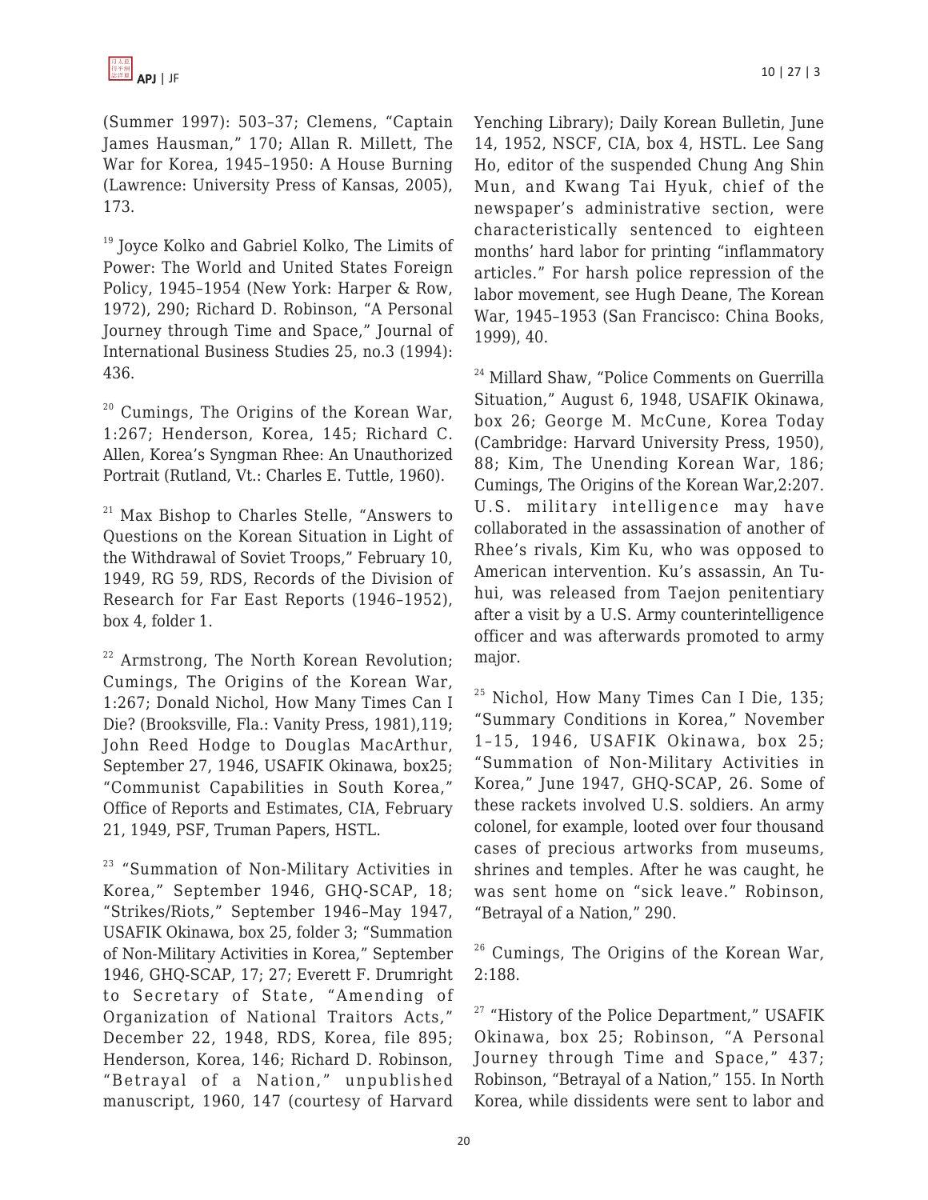(Summer 1997): 503–37; Clemens, "Captain James Hausman," 170; Allan R. Millett, The War for Korea, 1945–1950: A House Burning (Lawrence: University Press of Kansas, 2005), 173.

[19] Joyce Kolko and Gabriel Kolko, The Limits of Power: The World and United States Foreign Policy, 1945–1954 (New York: Harper & Row, 1972), 290; Richard D. Robinson, "A Personal Journey through Time and Space," Journal of International Business Studies 25, no.3 (1994): 436.

[20] Cumings, The Origins of the Korean War, 1:267; Henderson, Korea, 145; Richard C. Allen, Korea's Syngman Rhee: An Unauthorized Portrait (Rutland, Vt.: Charles E. Tuttle, 1960).

[21] Max Bishop to Charles Stelle, "Answers to Questions on the Korean Situation in Light of the Withdrawal of Soviet Troops," February 10, 1949, RG 59, RDS, Records of the Division of Research for Far East Reports (1946–1952), box 4, folder 1.

[22] Armstrong, The North Korean Revolution; Cumings, The Origins of the Korean War, 1:267; Donald Nichol, How Many Times Can I Die? (Brooksville, Fla.: Vanity Press, 1981),119; John Reed Hodge to Douglas MacArthur, September 27, 1946, USAFIK Okinawa, box25; "Communist Capabilities in South Korea," Office of Reports and Estimates, CIA, February 21, 1949, PSF, Truman Papers, HSTL.

[23] "Summation of Non-Military Activities in Korea," September 1946, GHQ-SCAP, 18; "Strikes/Riots," September 1946–May 1947, USAFIK Okinawa, box 25, folder 3; "Summation of Non-Military Activities in Korea," September 1946, GHQ-SCAP, 17; 27; Everett F. Drumright to Secretary of State, "Amending of Organization of National Traitors Acts," December 22, 1948, RDS, Korea, file 895; Henderson, Korea, 146; Richard D. Robinson, "Betrayal of a Nation," unpublished manuscript, 1960, 147 (courtesy of Harvard Yenching Library); Daily Korean Bulletin, June 14, 1952, NSCF, CIA, box 4, HSTL. Lee Sang Ho, editor of the suspended Chung Ang Shin Mun, and Kwang Tai Hyuk, chief of the newspaper's administrative section, were characteristically sentenced to eighteen months' hard labor for printing "inflammatory articles." For harsh police repression of the labor movement, see Hugh Deane, The Korean War, 1945–1953 (San Francisco: China Books, 1999), 40.

[24] Millard Shaw, "Police Comments on Guerrilla Situation," August 6, 1948, USAFIK Okinawa, box 26; George M. McCune, Korea Today (Cambridge: Harvard University Press, 1950), 88; Kim, The Unending Korean War, 186; Cumings, The Origins of the Korean War,2:207. U.S. military intelligence may have collaborated in the assassination of another of Rhee's rivals, Kim Ku, who was opposed to American intervention. Ku's assassin, An Tu-hui, was released from Taejon penitentiary after a visit by a U.S. Army counterintelligence officer and was afterwards promoted to army major.

[25] Nichol, How Many Times Can I Die, 135; "Summary Conditions in Korea," November 1–15, 1946, USAFIK Okinawa, box 25; "Summation of Non-Military Activities in Korea," June 1947, GHQ-SCAP, 26. Some of these rackets involved U.S. soldiers. An army colonel, for example, looted over four thousand cases of precious artworks from museums, shrines and temples. After he was caught, he was sent home on "sick leave." Robinson, "Betrayal of a Nation," 290.

[26] Cumings, The Origins of the Korean War, 2:188.

[27] "History of the Police Department," USAFIK Okinawa, box 25; Robinson, "A Personal Journey through Time and Space," 437; Robinson, "Betrayal of a Nation," 155. In North Korea, while dissidents were sent to labor and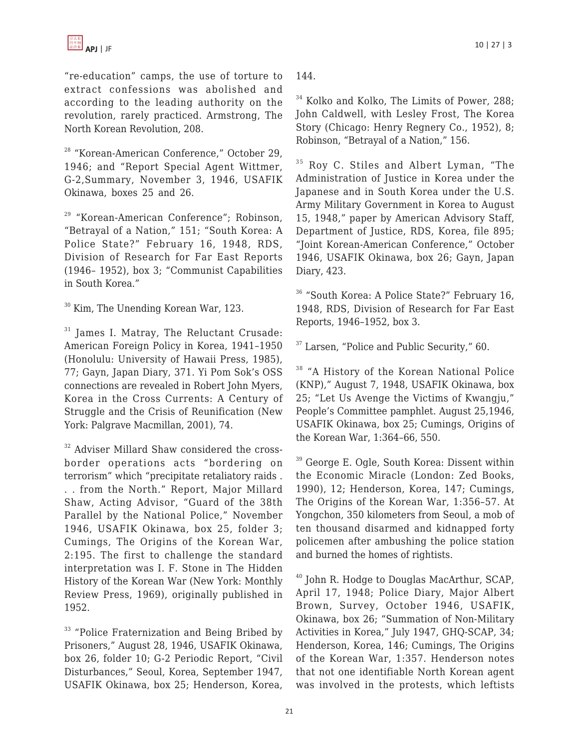"re-education" camps, the use of torture to extract confessions was abolished and according to the leading authority on the revolution, rarely practiced. Armstrong, The North Korean Revolution, 208.

[28] "Korean-American Conference," October 29, 1946; and "Report Special Agent Wittmer, G-2,Summary, November 3, 1946, USAFIK Okinawa, boxes 25 and 26.

[29] "Korean-American Conference"; Robinson, "Betrayal of a Nation," 151; "South Korea: A Police State?" February 16, 1948, RDS, Division of Research for Far East Reports (1946– 1952), box 3; "Communist Capabilities in South Korea."

[30] Kim, The Unending Korean War, 123.

[31] James I. Matray, The Reluctant Crusade: American Foreign Policy in Korea, 1941–1950 (Honolulu: University of Hawaii Press, 1985), 77; Gayn, Japan Diary, 371. Yi Pom Sok's OSS connections are revealed in Robert John Myers, Korea in the Cross Currents: A Century of Struggle and the Crisis of Reunification (New York: Palgrave Macmillan, 2001), 74.

[32] Adviser Millard Shaw considered the cross-border operations acts "bordering on terrorism" which "precipitate retaliatory raids . . . from the North." Report, Major Millard Shaw, Acting Advisor, "Guard of the 38th Parallel by the National Police," November 1946, USAFIK Okinawa, box 25, folder 3; Cumings, The Origins of the Korean War, 2:195. The first to challenge the standard interpretation was I. F. Stone in The Hidden History of the Korean War (New York: Monthly Review Press, 1969), originally published in 1952.

[33] "Police Fraternization and Being Bribed by Prisoners," August 28, 1946, USAFIK Okinawa, box 26, folder 10; G-2 Periodic Report, "Civil Disturbances," Seoul, Korea, September 1947, USAFIK Okinawa, box 25; Henderson, Korea, 144.

[34] Kolko and Kolko, The Limits of Power, 288; John Caldwell, with Lesley Frost, The Korea Story (Chicago: Henry Regnery Co., 1952), 8; Robinson, "Betrayal of a Nation," 156.

[35] Roy C. Stiles and Albert Lyman, "The Administration of Justice in Korea under the Japanese and in South Korea under the U.S. Army Military Government in Korea to August 15, 1948," paper by American Advisory Staff, Department of Justice, RDS, Korea, file 895; "Joint Korean-American Conference," October 1946, USAFIK Okinawa, box 26; Gayn, Japan Diary, 423.

[36] "South Korea: A Police State?" February 16, 1948, RDS, Division of Research for Far East Reports, 1946–1952, box 3.

[37] Larsen, "Police and Public Security," 60.

[38] "A History of the Korean National Police (KNP)," August 7, 1948, USAFIK Okinawa, box 25; "Let Us Avenge the Victims of Kwangju," People's Committee pamphlet. August 25,1946, USAFIK Okinawa, box 25; Cumings, Origins of the Korean War, 1:364–66, 550.

[39] George E. Ogle, South Korea: Dissent within the Economic Miracle (London: Zed Books, 1990), 12; Henderson, Korea, 147; Cumings, The Origins of the Korean War, 1:356–57. At Yongchon, 350 kilometers from Seoul, a mob of ten thousand disarmed and kidnapped forty policemen after ambushing the police station and burned the homes of rightists.

[40] John R. Hodge to Douglas MacArthur, SCAP, April 17, 1948; Police Diary, Major Albert Brown, Survey, October 1946, USAFIK, Okinawa, box 26; "Summation of Non-Military Activities in Korea," July 1947, GHQ-SCAP, 34; Henderson, Korea, 146; Cumings, The Origins of the Korean War, 1:357. Henderson notes that not one identifiable North Korean agent was involved in the protests, which leftists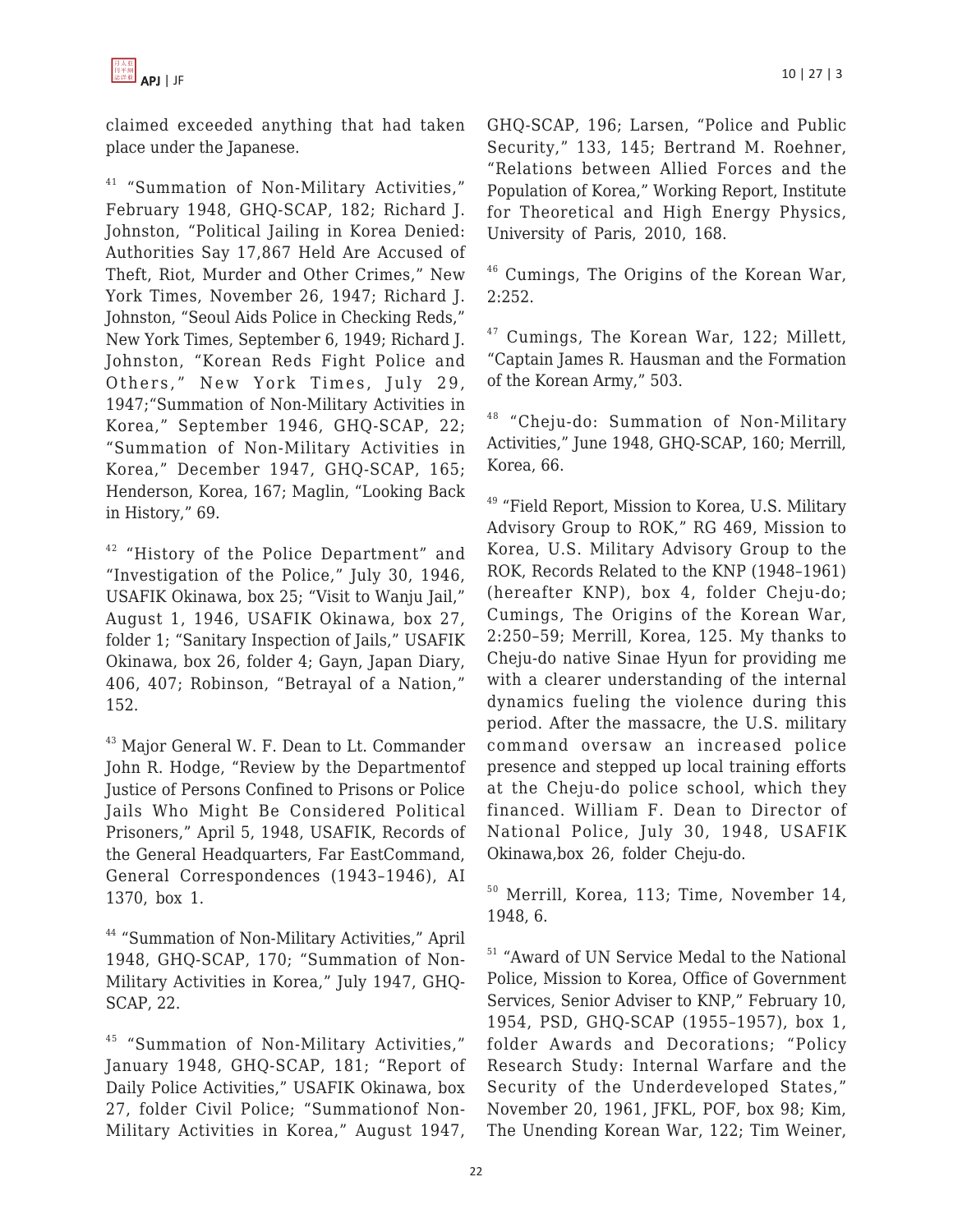claimed exceeded anything that had taken place under the Japanese.

[41] "Summation of Non-Military Activities," February 1948, GHQ-SCAP, 182; Richard J. Johnston, "Political Jailing in Korea Denied: Authorities Say 17,867 Held Are Accused of Theft, Riot, Murder and Other Crimes," New York Times, November 26, 1947; Richard J. Johnston, "Seoul Aids Police in Checking Reds," New York Times, September 6, 1949; Richard J. Johnston, "Korean Reds Fight Police and Others," New York Times, July 29, 1947;"Summation of Non-Military Activities in Korea," September 1946, GHQ-SCAP, 22; "Summation of Non-Military Activities in Korea," December 1947, GHQ-SCAP, 165; Henderson, Korea, 167; Maglin, "Looking Back in History," 69.

[42] "History of the Police Department" and "Investigation of the Police," July 30, 1946, USAFIK Okinawa, box 25; "Visit to Wanju Jail," August 1, 1946, USAFIK Okinawa, box 27, folder 1; "Sanitary Inspection of Jails," USAFIK Okinawa, box 26, folder 4; Gayn, Japan Diary, 406, 407; Robinson, "Betrayal of a Nation," 152.

[43] Major General W. F. Dean to Lt. Commander John R. Hodge, "Review by the Departmentof Justice of Persons Confined to Prisons or Police Jails Who Might Be Considered Political Prisoners," April 5, 1948, USAFIK, Records of the General Headquarters, Far EastCommand, General Correspondences (1943–1946), AI 1370, box 1.

[44] "Summation of Non-Military Activities," April 1948, GHQ-SCAP, 170; "Summation of Non-Military Activities in Korea," July 1947, GHQ-SCAP, 22.

[45] "Summation of Non-Military Activities," January 1948, GHQ-SCAP, 181; "Report of Daily Police Activities," USAFIK Okinawa, box 27, folder Civil Police; "Summationof Non-Military Activities in Korea," August 1947, GHQ-SCAP, 196; Larsen, "Police and Public Security," 133, 145; Bertrand M. Roehner, "Relations between Allied Forces and the Population of Korea," Working Report, Institute for Theoretical and High Energy Physics, University of Paris, 2010, 168.

[46] Cumings, The Origins of the Korean War, 2:252.

[47] Cumings, The Korean War, 122; Millett, "Captain James R. Hausman and the Formation of the Korean Army," 503.

[48] "Cheju-do: Summation of Non-Military Activities," June 1948, GHQ-SCAP, 160; Merrill, Korea, 66.

[49] "Field Report, Mission to Korea, U.S. Military Advisory Group to ROK," RG 469, Mission to Korea, U.S. Military Advisory Group to the ROK, Records Related to the KNP (1948–1961) (hereafter KNP), box 4, folder Cheju-do; Cumings, The Origins of the Korean War, 2:250–59; Merrill, Korea, 125. My thanks to Cheju-do native Sinae Hyun for providing me with a clearer understanding of the internal dynamics fueling the violence during this period. After the massacre, the U.S. military command oversaw an increased police presence and stepped up local training efforts at the Cheju-do police school, which they financed. William F. Dean to Director of National Police, July 30, 1948, USAFIK Okinawa,box 26, folder Cheju-do.

[50] Merrill, Korea, 113; Time, November 14, 1948, 6.

[51] "Award of UN Service Medal to the National Police, Mission to Korea, Office of Government Services, Senior Adviser to KNP," February 10, 1954, PSD, GHQ-SCAP (1955–1957), box 1, folder Awards and Decorations; "Policy Research Study: Internal Warfare and the Security of the Underdeveloped States," November 20, 1961, JFKL, POF, box 98; Kim, The Unending Korean War, 122; Tim Weiner,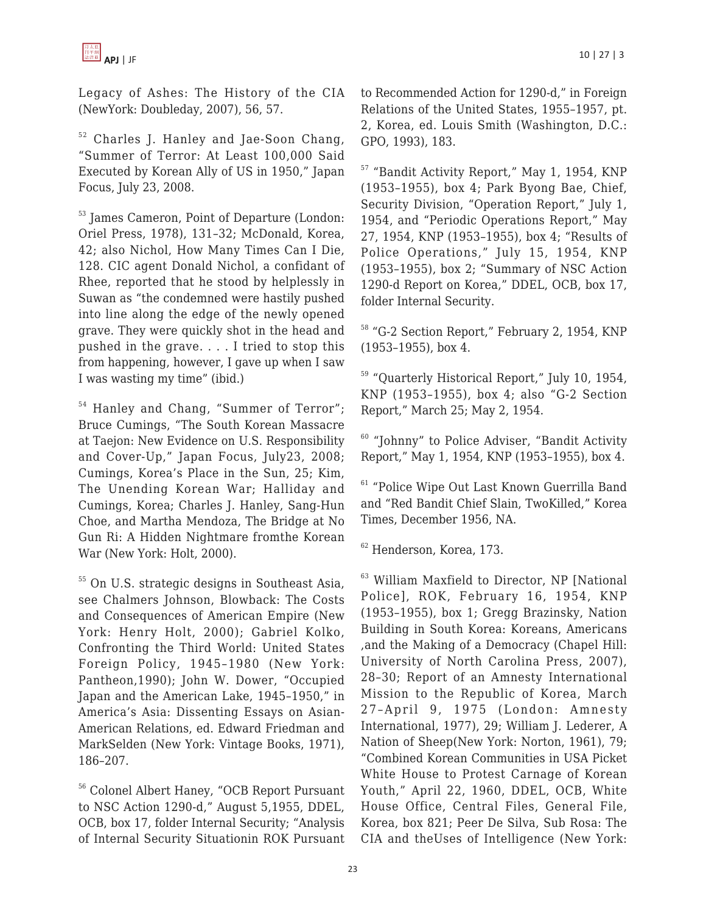Legacy of Ashes: The History of the CIA (NewYork: Doubleday, 2007), 56, 57.

[52] Charles J. Hanley and Jae-Soon Chang, "Summer of Terror: At Least 100,000 Said Executed by Korean Ally of US in 1950," Japan Focus, July 23, 2008.

[53] James Cameron, Point of Departure (London: Oriel Press, 1978), 131–32; McDonald, Korea, 42; also Nichol, How Many Times Can I Die, 128. CIC agent Donald Nichol, a confidant of Rhee, reported that he stood by helplessly in Suwan as "the condemned were hastily pushed into line along the edge of the newly opened grave. They were quickly shot in the head and pushed in the grave. . . . I tried to stop this from happening, however, I gave up when I saw I was wasting my time" (ibid.)

[54] Hanley and Chang, "Summer of Terror"; Bruce Cumings, "The South Korean Massacre at Taejon: New Evidence on U.S. Responsibility and Cover-Up," Japan Focus, July23, 2008; Cumings, Korea's Place in the Sun, 25; Kim, The Unending Korean War; Halliday and Cumings, Korea; Charles J. Hanley, Sang-Hun Choe, and Martha Mendoza, The Bridge at No Gun Ri: A Hidden Nightmare fromthe Korean War (New York: Holt, 2000).

[55] On U.S. strategic designs in Southeast Asia, see Chalmers Johnson, Blowback: The Costs and Consequences of American Empire (New York: Henry Holt, 2000); Gabriel Kolko, Confronting the Third World: United States Foreign Policy, 1945–1980 (New York: Pantheon,1990); John W. Dower, "Occupied Japan and the American Lake, 1945–1950," in America's Asia: Dissenting Essays on Asian-American Relations, ed. Edward Friedman and MarkSelden (New York: Vintage Books, 1971), 186–207.

[56] Colonel Albert Haney, "OCB Report Pursuant to NSC Action 1290-d," August 5,1955, DDEL, OCB, box 17, folder Internal Security; "Analysis of Internal Security Situationin ROK Pursuant to Recommended Action for 1290-d," in Foreign Relations of the United States, 1955–1957, pt. 2, Korea, ed. Louis Smith (Washington, D.C.: GPO, 1993), 183.

[57] "Bandit Activity Report," May 1, 1954, KNP (1953–1955), box 4; Park Byong Bae, Chief, Security Division, "Operation Report," July 1, 1954, and "Periodic Operations Report," May 27, 1954, KNP (1953–1955), box 4; "Results of Police Operations," July 15, 1954, KNP (1953–1955), box 2; "Summary of NSC Action 1290-d Report on Korea," DDEL, OCB, box 17, folder Internal Security.

[58] "G-2 Section Report," February 2, 1954, KNP (1953–1955), box 4.

[59] "Quarterly Historical Report," July 10, 1954, KNP (1953–1955), box 4; also "G-2 Section Report," March 25; May 2, 1954.

[60] "Johnny" to Police Adviser, "Bandit Activity Report," May 1, 1954, KNP (1953–1955), box 4.

[61] "Police Wipe Out Last Known Guerrilla Band and "Red Bandit Chief Slain, TwoKilled," Korea Times, December 1956, NA.

[62] Henderson, Korea, 173.

[63] William Maxfield to Director, NP [National Police], ROK, February 16, 1954, KNP (1953–1955), box 1; Gregg Brazinsky, Nation Building in South Korea: Koreans, Americans ,and the Making of a Democracy (Chapel Hill: University of North Carolina Press, 2007), 28–30; Report of an Amnesty International Mission to the Republic of Korea, March 27–April 9, 1975 (London: Amnesty International, 1977), 29; William J. Lederer, A Nation of Sheep(New York: Norton, 1961), 79; "Combined Korean Communities in USA Picket White House to Protest Carnage of Korean Youth," April 22, 1960, DDEL, OCB, White House Office, Central Files, General File, Korea, box 821; Peer De Silva, Sub Rosa: The CIA and theUses of Intelligence (New York: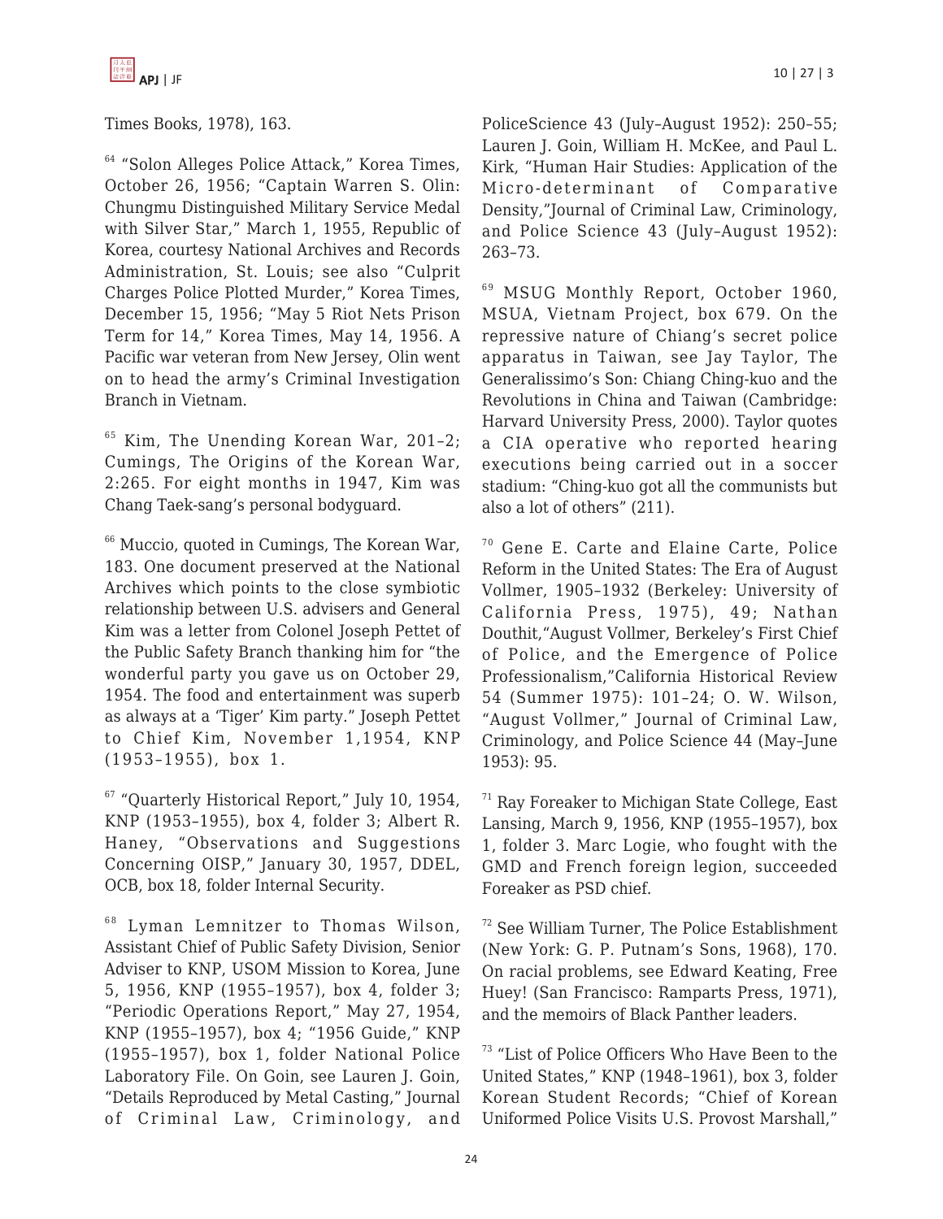Times Books, 1978), 163.

[64] "Solon Alleges Police Attack," Korea Times, October 26, 1956; "Captain Warren S. Olin: Chungmu Distinguished Military Service Medal with Silver Star," March 1, 1955, Republic of Korea, courtesy National Archives and Records Administration, St. Louis; see also "Culprit Charges Police Plotted Murder," Korea Times, December 15, 1956; "May 5 Riot Nets Prison Term for 14," Korea Times, May 14, 1956. A Pacific war veteran from New Jersey, Olin went on to head the army's Criminal Investigation Branch in Vietnam.

[65] Kim, The Unending Korean War, 201–2; Cumings, The Origins of the Korean War, 2:265. For eight months in 1947, Kim was Chang Taek-sang's personal bodyguard.

[66] Muccio, quoted in Cumings, The Korean War, 183. One document preserved at the National Archives which points to the close symbiotic relationship between U.S. advisers and General Kim was a letter from Colonel Joseph Pettet of the Public Safety Branch thanking him for "the wonderful party you gave us on October 29, 1954. The food and entertainment was superb as always at a 'Tiger' Kim party." Joseph Pettet to Chief Kim, November 1,1954, KNP (1953–1955), box 1.

[67] "Quarterly Historical Report," July 10, 1954, KNP (1953–1955), box 4, folder 3; Albert R. Haney, "Observations and Suggestions Concerning OISP," January 30, 1957, DDEL, OCB, box 18, folder Internal Security.

[68] Lyman Lemnitzer to Thomas Wilson, Assistant Chief of Public Safety Division, Senior Adviser to KNP, USOM Mission to Korea, June 5, 1956, KNP (1955–1957), box 4, folder 3; "Periodic Operations Report," May 27, 1954, KNP (1955–1957), box 4; "1956 Guide," KNP (1955–1957), box 1, folder National Police Laboratory File. On Goin, see Lauren J. Goin, "Details Reproduced by Metal Casting," Journal of Criminal Law, Criminology, and PoliceScience 43 (July–August 1952): 250–55; Lauren J. Goin, William H. McKee, and Paul L. Kirk, "Human Hair Studies: Application of the Micro-determinant of Comparative Density,"Journal of Criminal Law, Criminology, and Police Science 43 (July–August 1952): 263–73.

[69] MSUG Monthly Report, October 1960, MSUA, Vietnam Project, box 679. On the repressive nature of Chiang's secret police apparatus in Taiwan, see Jay Taylor, The Generalissimo's Son: Chiang Ching-kuo and the Revolutions in China and Taiwan (Cambridge: Harvard University Press, 2000). Taylor quotes a CIA operative who reported hearing executions being carried out in a soccer stadium: "Ching-kuo got all the communists but also a lot of others" (211).

[70] Gene E. Carte and Elaine Carte, Police Reform in the United States: The Era of August Vollmer, 1905–1932 (Berkeley: University of California Press, 1975), 49; Nathan Douthit,"August Vollmer, Berkeley's First Chief of Police, and the Emergence of Police Professionalism,"California Historical Review 54 (Summer 1975): 101–24; O. W. Wilson, "August Vollmer," Journal of Criminal Law, Criminology, and Police Science 44 (May–June 1953): 95.

[71] Ray Foreaker to Michigan State College, East Lansing, March 9, 1956, KNP (1955–1957), box 1, folder 3. Marc Logie, who fought with the GMD and French foreign legion, succeeded Foreaker as PSD chief.

[72] See William Turner, The Police Establishment (New York: G. P. Putnam's Sons, 1968), 170. On racial problems, see Edward Keating, Free Huey! (San Francisco: Ramparts Press, 1971), and the memoirs of Black Panther leaders.

[73] "List of Police Officers Who Have Been to the United States," KNP (1948–1961), box 3, folder Korean Student Records; "Chief of Korean Uniformed Police Visits U.S. Provost Marshall,"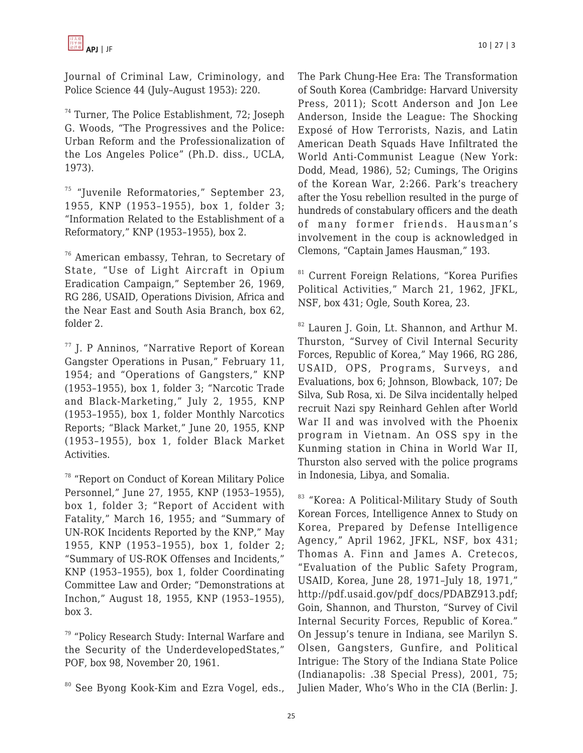Journal of Criminal Law, Criminology, and Police Science 44 (July–August 1953): 220.

[74] Turner, The Police Establishment, 72; Joseph G. Woods, "The Progressives and the Police: Urban Reform and the Professionalization of the Los Angeles Police" (Ph.D. diss., UCLA, 1973).

[75] "Juvenile Reformatories," September 23, 1955, KNP (1953–1955), box 1, folder 3; "Information Related to the Establishment of a Reformatory," KNP (1953–1955), box 2.

[76] American embassy, Tehran, to Secretary of State, "Use of Light Aircraft in Opium Eradication Campaign," September 26, 1969, RG 286, USAID, Operations Division, Africa and the Near East and South Asia Branch, box 62, folder 2.

[77] J. P Anninos, "Narrative Report of Korean Gangster Operations in Pusan," February 11, 1954; and "Operations of Gangsters," KNP (1953–1955), box 1, folder 3; "Narcotic Trade and Black-Marketing," July 2, 1955, KNP (1953–1955), box 1, folder Monthly Narcotics Reports; "Black Market," June 20, 1955, KNP (1953–1955), box 1, folder Black Market Activities.

[78] "Report on Conduct of Korean Military Police Personnel," June 27, 1955, KNP (1953–1955), box 1, folder 3; "Report of Accident with Fatality," March 16, 1955; and "Summary of UN-ROK Incidents Reported by the KNP," May 1955, KNP (1953–1955), box 1, folder 2; "Summary of US-ROK Offenses and Incidents," KNP (1953–1955), box 1, folder Coordinating Committee Law and Order; "Demonstrations at Inchon," August 18, 1955, KNP (1953–1955), box 3.

[79] "Policy Research Study: Internal Warfare and the Security of the UnderdevelopedStates," POF, box 98, November 20, 1961.

[80] See Byong Kook-Kim and Ezra Vogel, eds., The Park Chung-Hee Era: The Transformation of South Korea (Cambridge: Harvard University Press, 2011); Scott Anderson and Jon Lee Anderson, Inside the League: The Shocking Exposé of How Terrorists, Nazis, and Latin American Death Squads Have Infiltrated the World Anti-Communist League (New York: Dodd, Mead, 1986), 52; Cumings, The Origins of the Korean War, 2:266. Park's treachery after the Yosu rebellion resulted in the purge of hundreds of constabulary officers and the death of many former friends. Hausman's involvement in the coup is acknowledged in Clemons, "Captain James Hausman," 193.

[81] Current Foreign Relations, "Korea Purifies Political Activities," March 21, 1962, JFKL, NSF, box 431; Ogle, South Korea, 23.

[82] Lauren J. Goin, Lt. Shannon, and Arthur M. Thurston, "Survey of Civil Internal Security Forces, Republic of Korea," May 1966, RG 286, USAID, OPS, Programs, Surveys, and Evaluations, box 6; Johnson, Blowback, 107; De Silva, Sub Rosa, xi. De Silva incidentally helped recruit Nazi spy Reinhard Gehlen after World War II and was involved with the Phoenix program in Vietnam. An OSS spy in the Kunming station in China in World War II, Thurston also served with the police programs in Indonesia, Libya, and Somalia.

[83] "Korea: A Political-Military Study of South Korean Forces, Intelligence Annex to Study on Korea, Prepared by Defense Intelligence Agency," April 1962, JFKL, NSF, box 431; Thomas A. Finn and James A. Cretecos, "Evaluation of the Public Safety Program, USAID, Korea, June 28, 1971–July 18, 1971," http://pdf.usaid.gov/pdf_docs/PDABZ913.pdf; Goin, Shannon, and Thurston, "Survey of Civil Internal Security Forces, Republic of Korea." On Jessup's tenure in Indiana, see Marilyn S. Olsen, Gangsters, Gunfire, and Political Intrigue: The Story of the Indiana State Police (Indianapolis: .38 Special Press), 2001, 75; Julien Mader, Who's Who in the CIA (Berlin: J.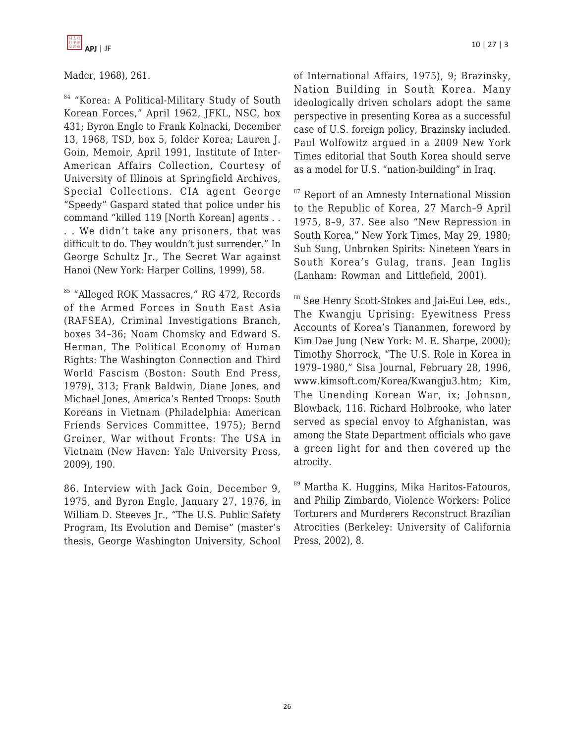Mader, 1968), 261.

[84] "Korea: A Political-Military Study of South Korean Forces," April 1962, JFKL, NSC, box 431; Byron Engle to Frank Kolnacki, December 13, 1968, TSD, box 5, folder Korea; Lauren J. Goin, Memoir, April 1991, Institute of Inter-American Affairs Collection, Courtesy of University of Illinois at Springfield Archives, Special Collections. CIA agent George "Speedy" Gaspard stated that police under his command "killed 119 [North Korean] agents . . . . We didn't take any prisoners, that was difficult to do. They wouldn't just surrender." In George Schultz Jr., The Secret War against Hanoi (New York: Harper Collins, 1999), 58.

[85] "Alleged ROK Massacres," RG 472, Records of the Armed Forces in South East Asia (RAFSEA), Criminal Investigations Branch, boxes 34–36; Noam Chomsky and Edward S. Herman, The Political Economy of Human Rights: The Washington Connection and Third World Fascism (Boston: South End Press, 1979), 313; Frank Baldwin, Diane Jones, and Michael Jones, America's Rented Troops: South Koreans in Vietnam (Philadelphia: American Friends Services Committee, 1975); Bernd Greiner, War without Fronts: The USA in Vietnam (New Haven: Yale University Press, 2009), 190.

86. Interview with Jack Goin, December 9, 1975, and Byron Engle, January 27, 1976, in William D. Steeves Jr., "The U.S. Public Safety Program, Its Evolution and Demise" (master's thesis, George Washington University, School of International Affairs, 1975), 9; Brazinsky, Nation Building in South Korea. Many ideologically driven scholars adopt the same perspective in presenting Korea as a successful case of U.S. foreign policy, Brazinsky included. Paul Wolfowitz argued in a 2009 New York Times editorial that South Korea should serve as a model for U.S. "nation-building" in Iraq.

[87] Report of an Amnesty International Mission to the Republic of Korea, 27 March–9 April 1975, 8–9, 37. See also "New Repression in South Korea," New York Times, May 29, 1980; Suh Sung, Unbroken Spirits: Nineteen Years in South Korea's Gulag, trans. Jean Inglis (Lanham: Rowman and Littlefield, 2001).

[88] See Henry Scott-Stokes and Jai-Eui Lee, eds., The Kwangju Uprising: Eyewitness Press Accounts of Korea's Tiananmen, foreword by Kim Dae Jung (New York: M. E. Sharpe, 2000); Timothy Shorrock, "The U.S. Role in Korea in 1979–1980," Sisa Journal, February 28, 1996, www.kimsoft.com/Korea/Kwangju3.htm; Kim, The Unending Korean War, ix; Johnson, Blowback, 116. Richard Holbrooke, who later served as special envoy to Afghanistan, was among the State Department officials who gave a green light for and then covered up the atrocity.

[89] Martha K. Huggins, Mika Haritos-Fatouros, and Philip Zimbardo, Violence Workers: Police Torturers and Murderers Reconstruct Brazilian Atrocities (Berkeley: University of California Press, 2002), 8.